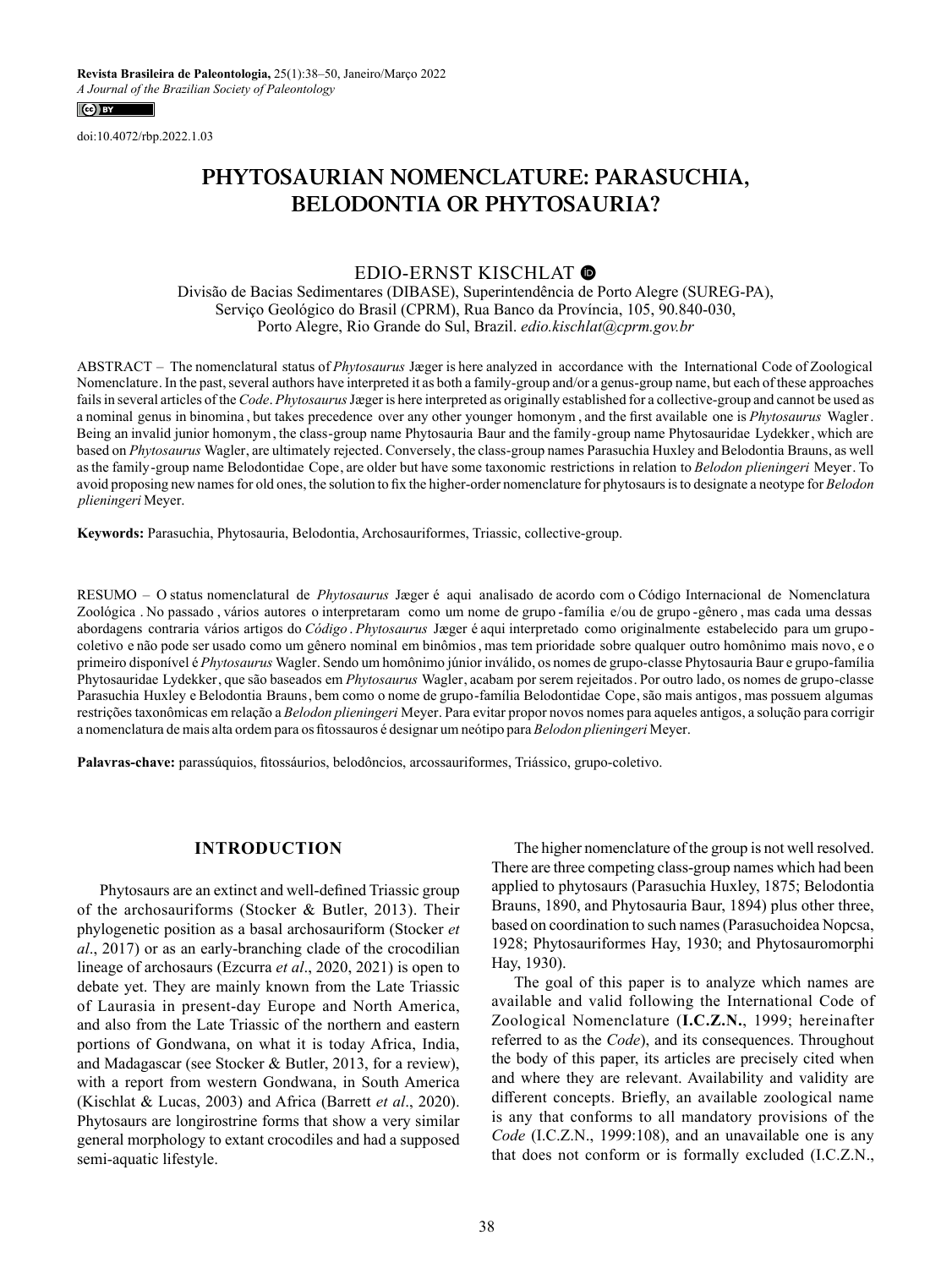Revista Brasileira de Paleontologia, 25(1):38–50, Janeiro/Março 2022
*A Journal of the Brazilian Society of Paleontology*

doi:10.4072/rbp.2022.1.03

# PHYTOSAURIAN NOMENCLATURE: PARASUCHIA, BELODONTIA OR PHYTOSAURIA?

EDIO-ERNST KISCHLAT

Divisão de Bacias Sedimentares (DIBASE), Superintendência de Porto Alegre (SUREG-PA), Serviço Geológico do Brasil (CPRM), Rua Banco da Província, 105, 90.840-030, Porto Alegre, Rio Grande do Sul, Brazil. *edio.kischlat@cprm.gov.br*

ABSTRACT – The nomenclatural status of *Phytosaurus* Jæger is here analyzed in accordance with the International Code of Zoological Nomenclature. In the past, several authors have interpreted it as both a family-group and/or a genus-group name, but each of these approaches fails in several articles of the *Code*. *Phytosaurus* Jæger is here interpreted as originally established for a collective-group and cannot be used as a nominal genus in binomina, but takes precedence over any other younger homonym, and the first available one is *Phytosaurus* Wagler. Being an invalid junior homonym, the class-group name Phytosauria Baur and the family-group name Phytosauridae Lydekker, which are based on *Phytosaurus* Wagler, are ultimately rejected. Conversely, the class-group names Parasuchia Huxley and Belodontia Brauns, as well as the family-group name Belodontidae Cope, are older but have some taxonomic restrictions in relation to *Belodon plieningeri* Meyer. To avoid proposing new names for old ones, the solution to fix the higher-order nomenclature for phytosaurs is to designate a neotype for *Belodon plieningeri* Meyer.

**Keywords:** Parasuchia, Phytosauria, Belodontia, Archosauriformes, Triassic, collective-group.

RESUMO – O status nomenclatural de *Phytosaurus* Jæger é aqui analisado de acordo com o Código Internacional de Nomenclatura Zoológica. No passado, vários autores o interpretaram como um nome de grupo-família e/ou de grupo-gênero, mas cada uma dessas abordagens contraria vários artigos do *Código*. *Phytosaurus* Jæger é aqui interpretado como originalmente estabelecido para um grupo-coletivo e não pode ser usado como um gênero nominal em binômios, mas tem prioridade sobre qualquer outro homônimo mais novo, e o primeiro disponível é *Phytosaurus* Wagler. Sendo um homônimo júnior inválido, os nomes de grupo-classe Phytosauria Baur e grupo-família Phytosauridae Lydekker, que são baseados em *Phytosaurus* Wagler, acabam por serem rejeitados. Por outro lado, os nomes de grupo-classe Parasuchia Huxley e Belodontia Brauns, bem como o nome de grupo-família Belodontidae Cope, são mais antigos, mas possuem algumas restrições taxonômicas em relação a *Belodon plieningeri* Meyer. Para evitar propor novos nomes para aqueles antigos, a solução para corrigir a nomenclatura de mais alta ordem para os fitossauros é designar um neótipo para *Belodon plieningeri* Meyer.

**Palavras-chave:** parassúquios, fitossáurios, belodôncios, arcossauriformes, Triássico, grupo-coletivo.

## INTRODUCTION

Phytosaurs are an extinct and well-defined Triassic group of the archosauriforms (Stocker & Butler, 2013). Their phylogenetic position as a basal archosauriform (Stocker *et al*., 2017) or as an early-branching clade of the crocodilian lineage of archosaurs (Ezcurra *et al*., 2020, 2021) is open to debate yet. They are mainly known from the Late Triassic of Laurasia in present-day Europe and North America, and also from the Late Triassic of the northern and eastern portions of Gondwana, on what it is today Africa, India, and Madagascar (see Stocker & Butler, 2013, for a review), with a report from western Gondwana, in South America (Kischlat & Lucas, 2003) and Africa (Barrett *et al*., 2020). Phytosaurs are longirostrine forms that show a very similar general morphology to extant crocodiles and had a supposed semi-aquatic lifestyle.

The higher nomenclature of the group is not well resolved. There are three competing class-group names which had been applied to phytosaurs (Parasuchia Huxley, 1875; Belodontia Brauns, 1890, and Phytosauria Baur, 1894) plus other three, based on coordination to such names (Parasuchoidea Nopcsa, 1928; Phytosauriformes Hay, 1930; and Phytosauromorphi Hay, 1930).

The goal of this paper is to analyze which names are available and valid following the International Code of Zoological Nomenclature (**I.C.Z.N.**, 1999; hereinafter referred to as the *Code*), and its consequences. Throughout the body of this paper, its articles are precisely cited when and where they are relevant. Availability and validity are different concepts. Briefly, an available zoological name is any that conforms to all mandatory provisions of the *Code* (I.C.Z.N., 1999:108), and an unavailable one is any that does not conform or is formally excluded (I.C.Z.N.,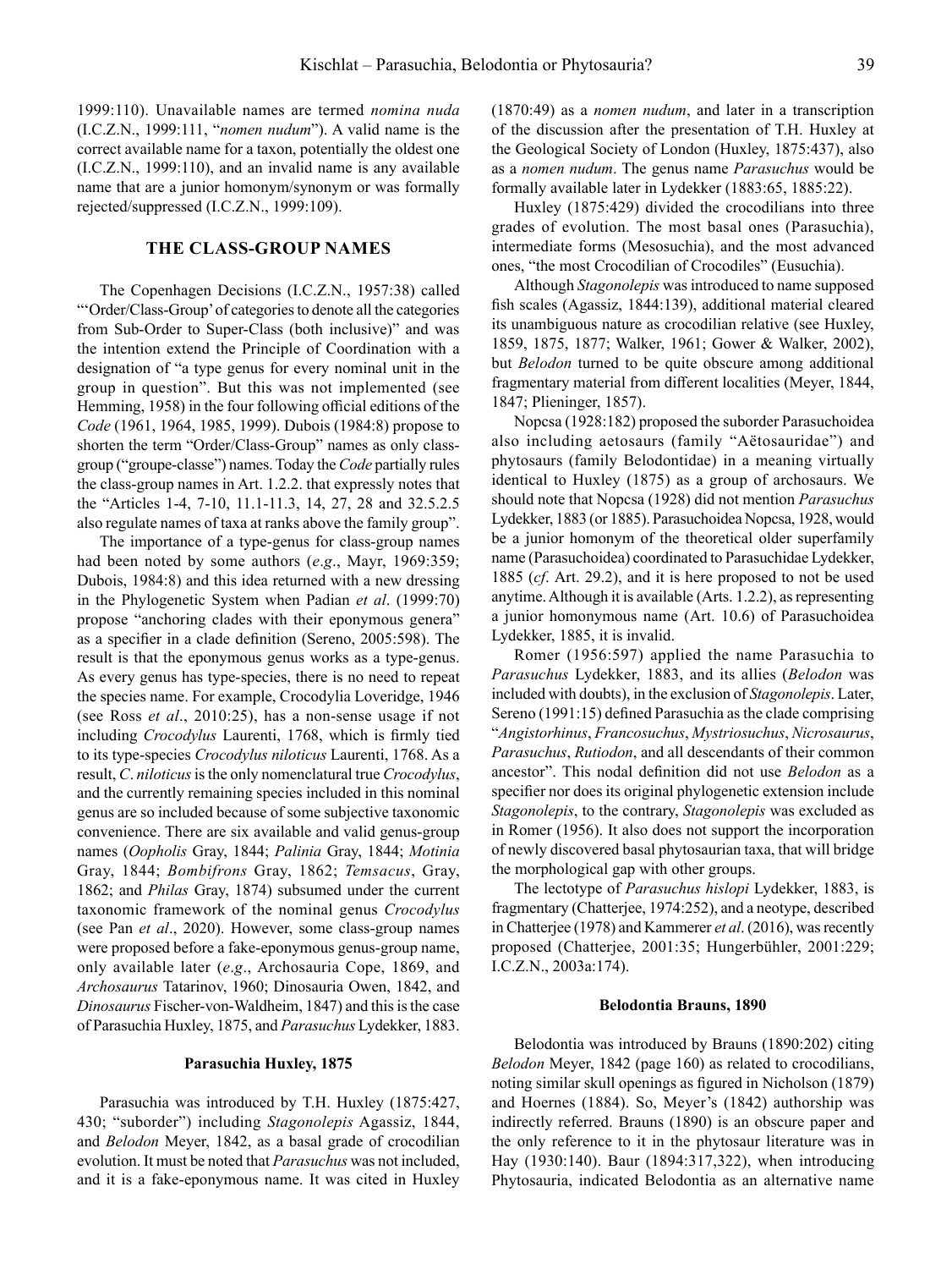1999:110). Unavailable names are termed *nomina nuda* (I.C.Z.N., 1999:111, "*nomen nudum*"). A valid name is the correct available name for a taxon, potentially the oldest one (I.C.Z.N., 1999:110), and an invalid name is any available name that are a junior homonym/synonym or was formally rejected/suppressed (I.C.Z.N., 1999:109).

## THE CLASS-GROUP NAMES

The Copenhagen Decisions (I.C.Z.N., 1957:38) called "'Order/Class-Group' of categories to denote all the categories from Sub-Order to Super-Class (both inclusive)" and was the intention extend the Principle of Coordination with a designation of "a type genus for every nominal unit in the group in question". But this was not implemented (see Hemming, 1958) in the four following official editions of the *Code* (1961, 1964, 1985, 1999). Dubois (1984:8) propose to shorten the term "Order/Class-Group" names as only class-group ("groupe-classe") names. Today the *Code* partially rules the class-group names in Art. 1.2.2. that expressly notes that the "Articles 1-4, 7-10, 11.1-11.3, 14, 27, 28 and 32.5.2.5 also regulate names of taxa at ranks above the family group".

The importance of a type-genus for class-group names had been noted by some authors (*e.g*., Mayr, 1969:359; Dubois, 1984:8) and this idea returned with a new dressing in the Phylogenetic System when Padian *et al*. (1999:70) propose "anchoring clades with their eponymous genera" as a specifier in a clade definition (Sereno, 2005:598). The result is that the eponymous genus works as a type-genus. As every genus has type-species, there is no need to repeat the species name. For example, Crocodylia Loveridge, 1946 (see Ross *et al*., 2010:25), has a non-sense usage if not including *Crocodylus* Laurenti, 1768, which is firmly tied to its type-species *Crocodylus niloticus* Laurenti, 1768. As a result, *C. niloticus* is the only nomenclatural true *Crocodylus*, and the currently remaining species included in this nominal genus are so included because of some subjective taxonomic convenience. There are six available and valid genus-group names (*Oopholis* Gray, 1844; *Palinia* Gray, 1844; *Motinia* Gray, 1844; *Bombifrons* Gray, 1862; *Temsacus*, Gray, 1862; and *Philas* Gray, 1874) subsumed under the current taxonomic framework of the nominal genus *Crocodylus* (see Pan *et al*., 2020). However, some class-group names were proposed before a fake-eponymous genus-group name, only available later (*e.g*., Archosauria Cope, 1869, and *Archosaurus* Tatarinov, 1960; Dinosauria Owen, 1842, and *Dinosaurus* Fischer-von-Waldheim, 1847) and this is the case of Parasuchia Huxley, 1875, and *Parasuchus* Lydekker, 1883.

### Parasuchia Huxley, 1875

Parasuchia was introduced by T.H. Huxley (1875:427, 430; "suborder") including *Stagonolepis* Agassiz, 1844, and *Belodon* Meyer, 1842, as a basal grade of crocodilian evolution. It must be noted that *Parasuchus* was not included, and it is a fake-eponymous name. It was cited in Huxley (1870:49) as a *nomen nudum*, and later in a transcription of the discussion after the presentation of T.H. Huxley at the Geological Society of London (Huxley, 1875:437), also as a *nomen nudum*. The genus name *Parasuchus* would be formally available later in Lydekker (1883:65, 1885:22).

Huxley (1875:429) divided the crocodilians into three grades of evolution. The most basal ones (Parasuchia), intermediate forms (Mesosuchia), and the most advanced ones, "the most Crocodilian of Crocodiles" (Eusuchia).

Although *Stagonolepis* was introduced to name supposed fish scales (Agassiz, 1844:139), additional material cleared its unambiguous nature as crocodilian relative (see Huxley, 1859, 1875, 1877; Walker, 1961; Gower & Walker, 2002), but *Belodon* turned to be quite obscure among additional fragmentary material from different localities (Meyer, 1844, 1847; Plieninger, 1857).

Nopcsa (1928:182) proposed the suborder Parasuchoidea also including aetosaurs (family "Aëtosauridae") and phytosaurs (family Belodontidae) in a meaning virtually identical to Huxley (1875) as a group of archosaurs. We should note that Nopcsa (1928) did not mention *Parasuchus* Lydekker, 1883 (or 1885). Parasuchoidea Nopcsa, 1928, would be a junior homonym of the theoretical older superfamily name (Parasuchoidea) coordinated to Parasuchidae Lydekker, 1885 (*cf*. Art. 29.2), and it is here proposed to not be used anytime. Although it is available (Arts. 1.2.2), as representing a junior homonymous name (Art. 10.6) of Parasuchoidea Lydekker, 1885, it is invalid.

Romer (1956:597) applied the name Parasuchia to *Parasuchus* Lydekker, 1883, and its allies (*Belodon* was included with doubts), in the exclusion of *Stagonolepis*. Later, Sereno (1991:15) defined Parasuchia as the clade comprising "*Angistorhinus*, *Francosuchus*, *Mystriosuchus*, *Nicrosaurus*, *Parasuchus*, *Rutiodon*, and all descendants of their common ancestor". This nodal definition did not use *Belodon* as a specifier nor does its original phylogenetic extension include *Stagonolepis*, to the contrary, *Stagonolepis* was excluded as in Romer (1956). It also does not support the incorporation of newly discovered basal phytosaurian taxa, that will bridge the morphological gap with other groups.

The lectotype of *Parasuchus hislopi* Lydekker, 1883, is fragmentary (Chatterjee, 1974:252), and a neotype, described in Chatterjee (1978) and Kammerer *et al*. (2016), was recently proposed (Chatterjee, 2001:35; Hungerbühler, 2001:229; I.C.Z.N., 2003a:174).

### Belodontia Brauns, 1890

Belodontia was introduced by Brauns (1890:202) citing *Belodon* Meyer, 1842 (page 160) as related to crocodilians, noting similar skull openings as figured in Nicholson (1879) and Hoernes (1884). So, Meyer's (1842) authorship was indirectly referred. Brauns (1890) is an obscure paper and the only reference to it in the phytosaur literature was in Hay (1930:140). Baur (1894:317,322), when introducing Phytosauria, indicated Belodontia as an alternative name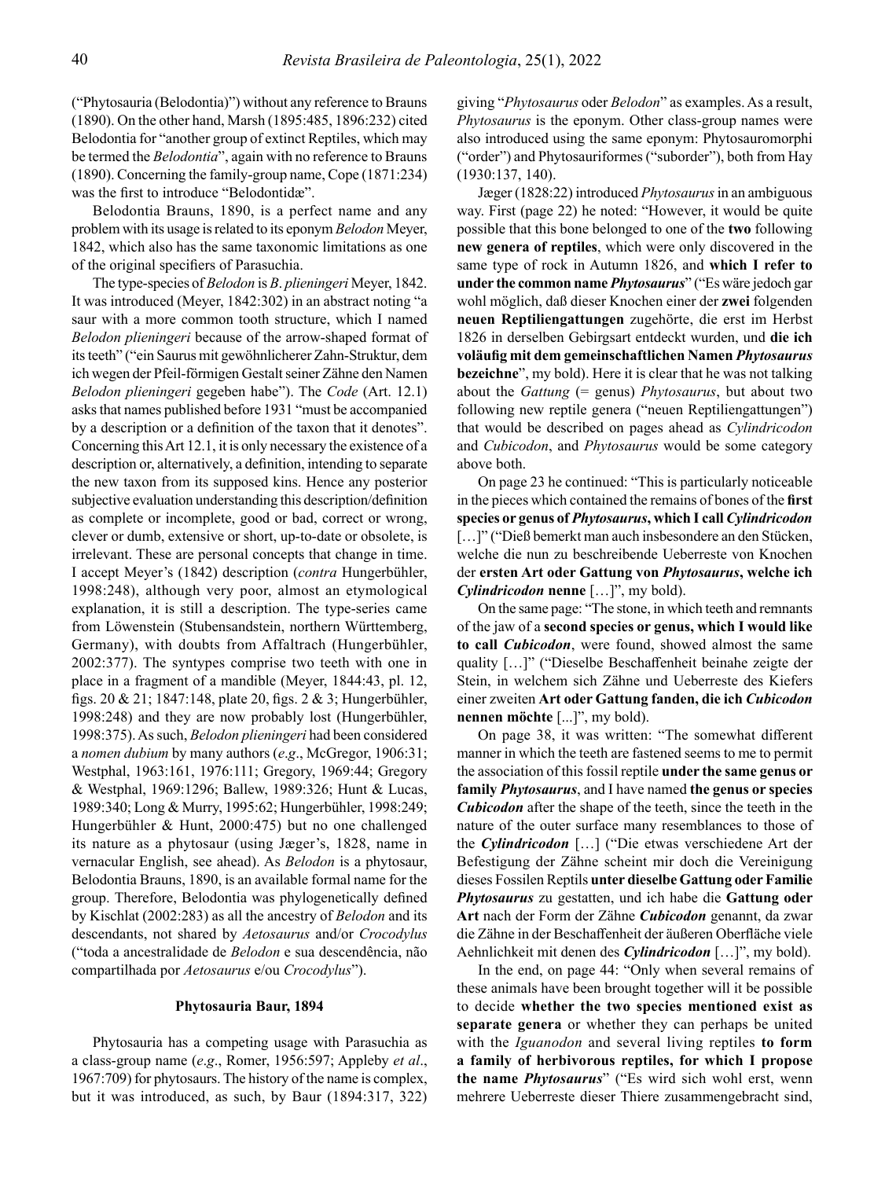("Phytosauria (Belodontia)") without any reference to Brauns (1890). On the other hand, Marsh (1895:485, 1896:232) cited Belodontia for "another group of extinct Reptiles, which may be termed the *Belodontia*", again with no reference to Brauns (1890). Concerning the family-group name, Cope (1871:234) was the first to introduce "Belodontidæ".

Belodontia Brauns, 1890, is a perfect name and any problem with its usage is related to its eponym *Belodon* Meyer, 1842, which also has the same taxonomic limitations as one of the original specifiers of Parasuchia.

The type-species of *Belodon* is *B. plieningeri* Meyer, 1842. It was introduced (Meyer, 1842:302) in an abstract noting "a saur with a more common tooth structure, which I named *Belodon plieningeri* because of the arrow-shaped format of its teeth" ("ein Saurus mit gewöhnlicherer Zahn-Struktur, dem ich wegen der Pfeil-förmigen Gestalt seiner Zähne den Namen *Belodon plieningeri* gegeben habe"). The *Code* (Art. 12.1) asks that names published before 1931 "must be accompanied by a description or a definition of the taxon that it denotes". Concerning this Art 12.1, it is only necessary the existence of a description or, alternatively, a definition, intending to separate the new taxon from its supposed kins. Hence any posterior subjective evaluation understanding this description/definition as complete or incomplete, good or bad, correct or wrong, clever or dumb, extensive or short, up-to-date or obsolete, is irrelevant. These are personal concepts that change in time. I accept Meyer's (1842) description (*contra* Hungerbühler, 1998:248), although very poor, almost an etymological explanation, it is still a description. The type-series came from Löwenstein (Stubensandstein, northern Württemberg, Germany), with doubts from Affaltrach (Hungerbühler, 2002:377). The syntypes comprise two teeth with one in place in a fragment of a mandible (Meyer, 1844:43, pl. 12, figs. 20 & 21; 1847:148, plate 20, figs. 2 & 3; Hungerbühler, 1998:248) and they are now probably lost (Hungerbühler, 1998:375). As such, *Belodon plieningeri* had been considered a *nomen dubium* by many authors (*e.g*., McGregor, 1906:31; Westphal, 1963:161, 1976:111; Gregory, 1969:44; Gregory & Westphal, 1969:1296; Ballew, 1989:326; Hunt & Lucas, 1989:340; Long & Murry, 1995:62; Hungerbühler, 1998:249; Hungerbühler & Hunt, 2000:475) but no one challenged its nature as a phytosaur (using Jæger's, 1828, name in vernacular English, see ahead). As *Belodon* is a phytosaur, Belodontia Brauns, 1890, is an available formal name for the group. Therefore, Belodontia was phylogenetically defined by Kischlat (2002:283) as all the ancestry of *Belodon* and its descendants, not shared by *Aetosaurus* and/or *Crocodylus* ("toda a ancestralidade de *Belodon* e sua descendência, não compartilhada por *Aetosaurus* e/ou *Crocodylus*").

### Phytosauria Baur, 1894

Phytosauria has a competing usage with Parasuchia as a class-group name (*e.g*., Romer, 1956:597; Appleby *et al*., 1967:709) for phytosaurs. The history of the name is complex, but it was introduced, as such, by Baur (1894:317, 322) giving "*Phytosaurus* oder *Belodon*" as examples. As a result, *Phytosaurus* is the eponym. Other class-group names were also introduced using the same eponym: Phytosauromorphi ("order") and Phytosauriformes ("suborder"), both from Hay (1930:137, 140).

Jæger (1828:22) introduced *Phytosaurus* in an ambiguous way. First (page 22) he noted: "However, it would be quite possible that this bone belonged to one of the **two** following **new genera of reptiles**, which were only discovered in the same type of rock in Autumn 1826, and **which I refer to under the common name *Phytosaurus***" ("Es wäre jedoch gar wohl möglich, daß dieser Knochen einer der **zwei** folgenden **neuen Reptiliengattungen** zugehörte, die erst im Herbst 1826 in derselben Gebirgsart entdeckt wurden, und **die ich voläufig mit dem gemeinschaftlichen Namen *Phytosaurus* bezeichne**", my bold). Here it is clear that he was not talking about the *Gattung* (= genus) *Phytosaurus*, but about two following new reptile genera ("neuen Reptiliengattungen") that would be described on pages ahead as *Cylindricodon* and *Cubicodon*, and *Phytosaurus* would be some category above both.

On page 23 he continued: "This is particularly noticeable in the pieces which contained the remains of bones of the **first species or genus of *Phytosaurus*, which I call *Cylindricodon*** […]" ("Dieß bemerkt man auch insbesondere an den Stücken, welche die nun zu beschreibende Ueberreste von Knochen der **ersten Art oder Gattung von *Phytosaurus*, welche ich *Cylindricodon* nenne** […]", my bold).

On the same page: "The stone, in which teeth and remnants of the jaw of a **second species or genus, which I would like to call *Cubicodon***, were found, showed almost the same quality […]" ("Dieselbe Beschaffenheit beinahe zeigte der Stein, in welchem sich Zähne und Ueberreste des Kiefers einer zweiten **Art oder Gattung fanden, die ich *Cubicodon* nennen möchte** [...]", my bold).

On page 38, it was written: "The somewhat different manner in which the teeth are fastened seems to me to permit the association of this fossil reptile **under the same genus or family *Phytosaurus***, and I have named **the genus or species *Cubicodon*** after the shape of the teeth, since the teeth in the nature of the outer surface many resemblances to those of the ***Cylindricodon*** […] ("Die etwas verschiedene Art der Befestigung der Zähne scheint mir doch die Vereinigung dieses Fossilen Reptils **unter dieselbe Gattung oder Familie *Phytosaurus*** zu gestatten, und ich habe die **Gattung oder Art** nach der Form der Zähne ***Cubicodon*** genannt, da zwar die Zähne in der Beschaffenheit der äußeren Oberfläche viele Aehnlichkeit mit denen des ***Cylindricodon*** […]", my bold).

In the end, on page 44: "Only when several remains of these animals have been brought together will it be possible to decide **whether the two species mentioned exist as separate genera** or whether they can perhaps be united with the *Iguanodon* and several living reptiles **to form a family of herbivorous reptiles, for which I propose the name *Phytosaurus***" ("Es wird sich wohl erst, wenn mehrere Ueberreste dieser Thiere zusammengebracht sind,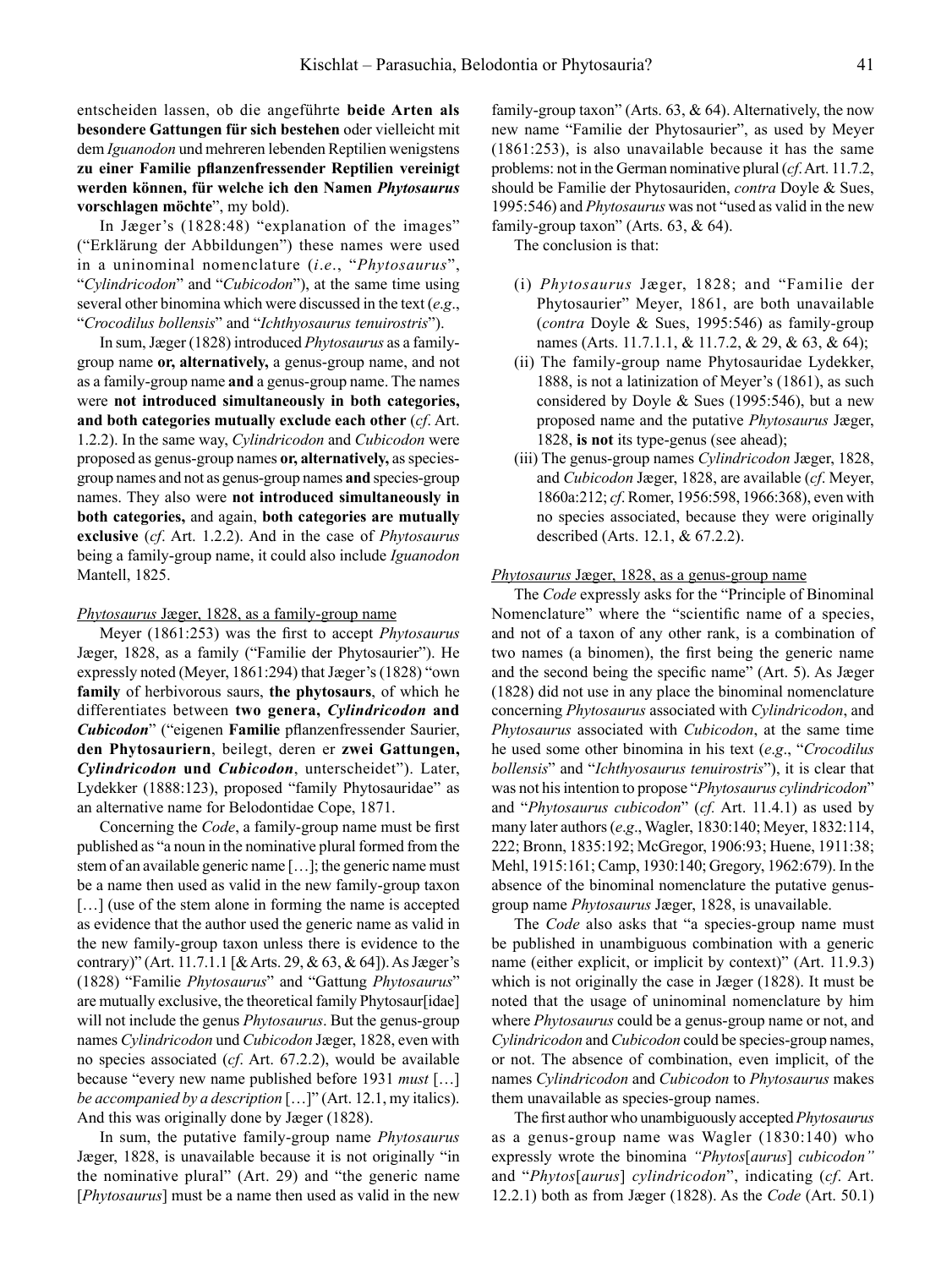entscheiden lassen, ob die angeführte **beide Arten als besondere Gattungen für sich bestehen** oder vielleicht mit dem *Iguanodon* und mehreren lebenden Reptilien wenigstens **zu einer Familie pflanzenfressender Reptilien vereinigt werden können, für welche ich den Namen *Phytosaurus* vorschlagen möchte**", my bold).

In Jæger's (1828:48) "explanation of the images" ("Erklärung der Abbildungen") these names were used in a uninominal nomenclature (*i.e.*, "*Phytosaurus*", "*Cylindricodon*" and "*Cubicodon*"), at the same time using several other binomina which were discussed in the text (*e.g.*, "*Crocodilus bollensis*" and "*Ichthyosaurus tenuirostris*").

In sum, Jæger (1828) introduced *Phytosaurus* as a family-group name **or, alternatively,** a genus-group name, and not as a family-group name **and** a genus-group name. The names were **not introduced simultaneously in both categories, and both categories mutually exclude each other** (*cf*. Art. 1.2.2). In the same way, *Cylindricodon* and *Cubicodon* were proposed as genus-group names **or, alternatively,** as species-group names and not as genus-group names **and** species-group names. They also were **not introduced simultaneously in both categories,** and again, **both categories are mutually exclusive** (*cf*. Art. 1.2.2). And in the case of *Phytosaurus* being a family-group name, it could also include *Iguanodon* Mantell, 1825.

<u>*Phytosaurus* Jæger, 1828, as a family-group name</u>

Meyer (1861:253) was the first to accept *Phytosaurus* Jæger, 1828, as a family ("Familie der Phytosaurier"). He expressly noted (Meyer, 1861:294) that Jæger's (1828) "own **family** of herbivorous saurs, **the phytosaurs**, of which he differentiates between **two genera, *Cylindricodon* and *Cubicodon***" ("eigenen **Familie** pflanzenfressender Saurier, **den Phytosauriern**, beilegt, deren er **zwei Gattungen, *Cylindricodon* und *Cubicodon***, unterscheidet"). Later, Lydekker (1888:123), proposed "family Phytosauridae" as an alternative name for Belodontidae Cope, 1871.

Concerning the *Code*, a family-group name must be first published as "a noun in the nominative plural formed from the stem of an available generic name […]; the generic name must be a name then used as valid in the new family-group taxon […] (use of the stem alone in forming the name is accepted as evidence that the author used the generic name as valid in the new family-group taxon unless there is evidence to the contrary)" (Art. 11.7.1.1 [& Arts. 29, & 63, & 64]). As Jæger's (1828) "Familie *Phytosaurus*" and "Gattung *Phytosaurus*" are mutually exclusive, the theoretical family Phytosaur[idae] will not include the genus *Phytosaurus*. But the genus-group names *Cylindricodon* und *Cubicodon* Jæger, 1828, even with no species associated (*cf*. Art. 67.2.2), would be available because "every new name published before 1931 *must* […] *be accompanied by a description* […]" (Art. 12.1, my italics). And this was originally done by Jæger (1828).

In sum, the putative family-group name *Phytosaurus* Jæger, 1828, is unavailable because it is not originally "in the nominative plural" (Art. 29) and "the generic name [*Phytosaurus*] must be a name then used as valid in the new family-group taxon" (Arts. 63, & 64). Alternatively, the now new name "Familie der Phytosaurier", as used by Meyer (1861:253), is also unavailable because it has the same problems: not in the German nominative plural (*cf*. Art. 11.7.2, should be Familie der Phytosauriden, *contra* Doyle & Sues, 1995:546) and *Phytosaurus* was not "used as valid in the new family-group taxon" (Arts. 63, & 64).

The conclusion is that:

(i) *Phytosaurus* Jæger, 1828; and "Familie der Phytosaurier" Meyer, 1861, are both unavailable (*contra* Doyle & Sues, 1995:546) as family-group names (Arts. 11.7.1.1, & 11.7.2, & 29, & 63, & 64);

(ii) The family-group name Phytosauridae Lydekker, 1888, is not a latinization of Meyer's (1861), as such considered by Doyle & Sues (1995:546), but a new proposed name and the putative *Phytosaurus* Jæger, 1828, **is not** its type-genus (see ahead);

(iii) The genus-group names *Cylindricodon* Jæger, 1828, and *Cubicodon* Jæger, 1828, are available (*cf*. Meyer, 1860a:212; *cf*. Romer, 1956:598, 1966:368), even with no species associated, because they were originally described (Arts. 12.1, & 67.2.2).

<u>*Phytosaurus* Jæger, 1828, as a genus-group name</u>

The *Code* expressly asks for the "Principle of Binominal Nomenclature" where the "scientific name of a species, and not of a taxon of any other rank, is a combination of two names (a binomen), the first being the generic name and the second being the specific name" (Art. 5). As Jæger (1828) did not use in any place the binominal nomenclature concerning *Phytosaurus* associated with *Cylindricodon*, and *Phytosaurus* associated with *Cubicodon*, at the same time he used some other binomina in his text (*e.g*., "*Crocodilus bollensis*" and "*Ichthyosaurus tenuirostris*"), it is clear that was not his intention to propose "*Phytosaurus cylindricodon*" and "*Phytosaurus cubicodon*" (*cf*. Art. 11.4.1) as used by many later authors (*e.g*., Wagler, 1830:140; Meyer, 1832:114, 222; Bronn, 1835:192; McGregor, 1906:93; Huene, 1911:38; Mehl, 1915:161; Camp, 1930:140; Gregory, 1962:679). In the absence of the binominal nomenclature the putative genus-group name *Phytosaurus* Jæger, 1828, is unavailable.

The *Code* also asks that "a species-group name must be published in unambiguous combination with a generic name (either explicit, or implicit by context)" (Art. 11.9.3) which is not originally the case in Jæger (1828). It must be noted that the usage of uninominal nomenclature by him where *Phytosaurus* could be a genus-group name or not, and *Cylindricodon* and *Cubicodon* could be species-group names, or not. The absence of combination, even implicit, of the names *Cylindricodon* and *Cubicodon* to *Phytosaurus* makes them unavailable as species-group names.

The first author who unambiguously accepted *Phytosaurus* as a genus-group name was Wagler (1830:140) who expressly wrote the binomina *"Phytos*[*aurus*] *cubicodon"* and "*Phytos*[*aurus*] *cylindricodon*", indicating (*cf*. Art. 12.2.1) both as from Jæger (1828). As the *Code* (Art. 50.1)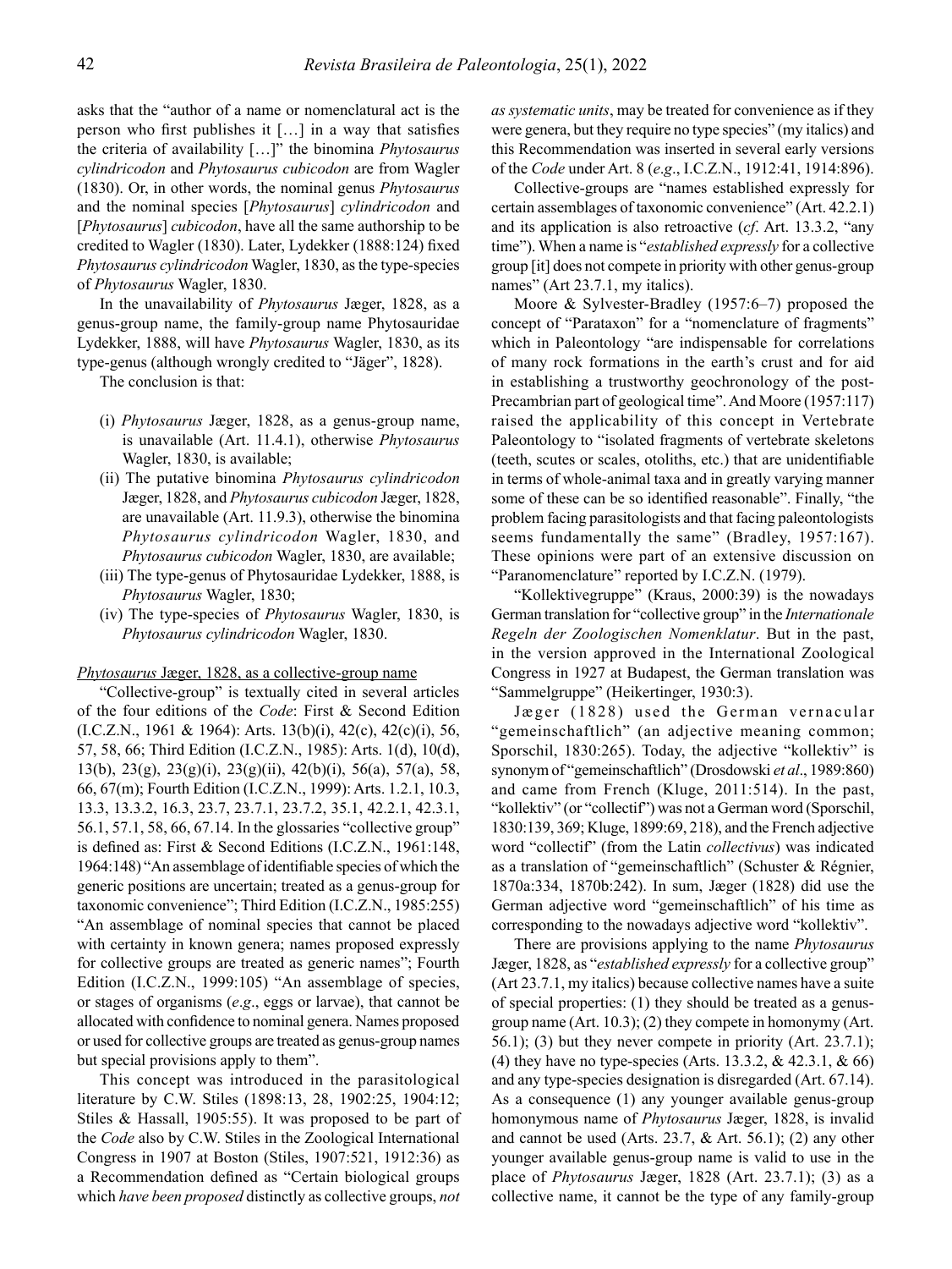asks that the "author of a name or nomenclatural act is the person who first publishes it […] in a way that satisfies the criteria of availability […]" the binomina *Phytosaurus cylindricodon* and *Phytosaurus cubicodon* are from Wagler (1830). Or, in other words, the nominal genus *Phytosaurus* and the nominal species [*Phytosaurus*] *cylindricodon* and [*Phytosaurus*] *cubicodon*, have all the same authorship to be credited to Wagler (1830). Later, Lydekker (1888:124) fixed *Phytosaurus cylindricodon* Wagler, 1830, as the type-species of *Phytosaurus* Wagler, 1830.

In the unavailability of *Phytosaurus* Jæger, 1828, as a genus-group name, the family-group name Phytosauridae Lydekker, 1888, will have *Phytosaurus* Wagler, 1830, as its type-genus (although wrongly credited to "Jäger", 1828).

The conclusion is that:

- (i) *Phytosaurus* Jæger, 1828, as a genus-group name, is unavailable (Art. 11.4.1), otherwise *Phytosaurus* Wagler, 1830, is available;
- (ii) The putative binomina *Phytosaurus cylindricodon* Jæger, 1828, and *Phytosaurus cubicodon* Jæger, 1828, are unavailable (Art. 11.9.3), otherwise the binomina *Phytosaurus cylindricodon* Wagler, 1830, and *Phytosaurus cubicodon* Wagler, 1830, are available;
- (iii) The type-genus of Phytosauridae Lydekker, 1888, is *Phytosaurus* Wagler, 1830;
- (iv) The type-species of *Phytosaurus* Wagler, 1830, is *Phytosaurus cylindricodon* Wagler, 1830.

## *Phytosaurus* Jæger, 1828, as a collective-group name

"Collective-group" is textually cited in several articles of the four editions of the *Code*: First & Second Edition (I.C.Z.N., 1961 & 1964): Arts. 13(b)(i), 42(c), 42(c)(i), 56, 57, 58, 66; Third Edition (I.C.Z.N., 1985): Arts. 1(d), 10(d), 13(b), 23(g), 23(g)(i), 23(g)(ii), 42(b)(i), 56(a), 57(a), 58, 66, 67(m); Fourth Edition (I.C.Z.N., 1999): Arts. 1.2.1, 10.3, 13.3, 13.3.2, 16.3, 23.7, 23.7.1, 23.7.2, 35.1, 42.2.1, 42.3.1, 56.1, 57.1, 58, 66, 67.14. In the glossaries "collective group" is defined as: First & Second Editions (I.C.Z.N., 1961:148, 1964:148) "An assemblage of identifiable species of which the generic positions are uncertain; treated as a genus-group for taxonomic convenience"; Third Edition (I.C.Z.N., 1985:255) "An assemblage of nominal species that cannot be placed with certainty in known genera; names proposed expressly for collective groups are treated as generic names"; Fourth Edition (I.C.Z.N., 1999:105) "An assemblage of species, or stages of organisms (*e.g*., eggs or larvae), that cannot be allocated with confidence to nominal genera. Names proposed or used for collective groups are treated as genus-group names but special provisions apply to them".

This concept was introduced in the parasitological literature by C.W. Stiles (1898:13, 28, 1902:25, 1904:12; Stiles & Hassall, 1905:55). It was proposed to be part of the *Code* also by C.W. Stiles in the Zoological International Congress in 1907 at Boston (Stiles, 1907:521, 1912:36) as a Recommendation defined as "Certain biological groups which *have been proposed* distinctly as collective groups, *not as systematic units*, may be treated for convenience as if they were genera, but they require no type species" (my italics) and this Recommendation was inserted in several early versions of the *Code* under Art. 8 (*e.g*., I.C.Z.N., 1912:41, 1914:896).

Collective-groups are "names established expressly for certain assemblages of taxonomic convenience" (Art. 42.2.1) and its application is also retroactive (*cf*. Art. 13.3.2, "any time"). When a name is "*established expressly* for a collective group [it] does not compete in priority with other genus-group names" (Art 23.7.1, my italics).

Moore & Sylvester-Bradley (1957:6–7) proposed the concept of "Parataxon" for a "nomenclature of fragments" which in Paleontology "are indispensable for correlations of many rock formations in the earth's crust and for aid in establishing a trustworthy geochronology of the post-Precambrian part of geological time". And Moore (1957:117) raised the applicability of this concept in Vertebrate Paleontology to "isolated fragments of vertebrate skeletons (teeth, scutes or scales, otoliths, etc.) that are unidentifiable in terms of whole-animal taxa and in greatly varying manner some of these can be so identified reasonable". Finally, "the problem facing parasitologists and that facing paleontologists seems fundamentally the same" (Bradley, 1957:167). These opinions were part of an extensive discussion on "Paranomenclature" reported by I.C.Z.N. (1979).

"Kollektivegruppe" (Kraus, 2000:39) is the nowadays German translation for "collective group" in the *Internationale Regeln der Zoologischen Nomenklatur*. But in the past, in the version approved in the International Zoological Congress in 1927 at Budapest, the German translation was "Sammelgruppe" (Heikertinger, 1930:3).

Jæger (1828) used the German vernacular "gemeinschaftlich" (an adjective meaning common; Sporschil, 1830:265). Today, the adjective "kollektiv" is synonym of "gemeinschaftlich" (Drosdowski *et al*., 1989:860) and came from French (Kluge, 2011:514). In the past, "kollektiv" (or "collectif") was not a German word (Sporschil, 1830:139, 369; Kluge, 1899:69, 218), and the French adjective word "collectif" (from the Latin *collectivus*) was indicated as a translation of "gemeinschaftlich" (Schuster & Régnier, 1870a:334, 1870b:242). In sum, Jæger (1828) did use the German adjective word "gemeinschaftlich" of his time as corresponding to the nowadays adjective word "kollektiv".

There are provisions applying to the name *Phytosaurus* Jæger, 1828, as "*established expressly* for a collective group" (Art 23.7.1, my italics) because collective names have a suite of special properties: (1) they should be treated as a genus-group name (Art. 10.3); (2) they compete in homonymy (Art. 56.1); (3) but they never compete in priority (Art. 23.7.1); (4) they have no type-species (Arts. 13.3.2, & 42.3.1, & 66) and any type-species designation is disregarded (Art. 67.14). As a consequence (1) any younger available genus-group homonymous name of *Phytosaurus* Jæger, 1828, is invalid and cannot be used (Arts. 23.7, & Art. 56.1); (2) any other younger available genus-group name is valid to use in the place of *Phytosaurus* Jæger, 1828 (Art. 23.7.1); (3) as a collective name, it cannot be the type of any family-group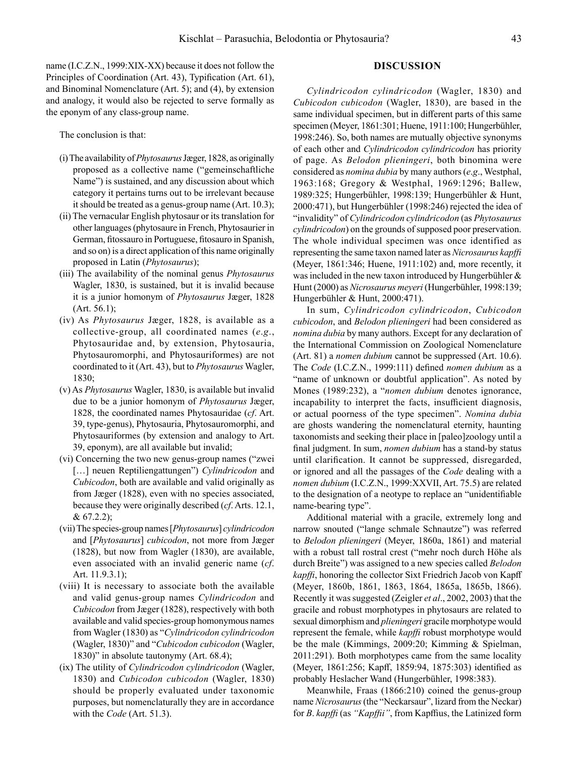name (I.C.Z.N., 1999:XIX-XX) because it does not follow the Principles of Coordination (Art. 43), Typification (Art. 61), and Binominal Nomenclature (Art. 5); and (4), by extension and analogy, it would also be rejected to serve formally as the eponym of any class-group name.

The conclusion is that:

(i) The availability of *Phytosaurus* Jæger, 1828, as originally proposed as a collective name ("gemeinschaftliche Name") is sustained, and any discussion about which category it pertains turns out to be irrelevant because it should be treated as a genus-group name (Art. 10.3);

(ii) The vernacular English phytosaur or its translation for other languages (phytosaure in French, Phytosaurier in German, fitossauro in Portuguese, fitosauro in Spanish, and so on) is a direct application of this name originally proposed in Latin (*Phytosaurus*);

(iii) The availability of the nominal genus *Phytosaurus* Wagler, 1830, is sustained, but it is invalid because it is a junior homonym of *Phytosaurus* Jæger, 1828 (Art. 56.1);

(iv) As *Phytosaurus* Jæger, 1828, is available as a collective-group, all coordinated names (*e.g.*, Phytosauridae and, by extension, Phytosauria, Phytosauromorphi, and Phytosauriformes) are not coordinated to it (Art. 43), but to *Phytosaurus* Wagler, 1830;

(v) As *Phytosaurus* Wagler, 1830, is available but invalid due to be a junior homonym of *Phytosaurus* Jæger, 1828, the coordinated names Phytosauridae (*cf*. Art. 39, type-genus), Phytosauria, Phytosauromorphi, and Phytosauriformes (by extension and analogy to Art. 39, eponym), are all available but invalid;

(vi) Concerning the two new genus-group names ("zwei […] neuen Reptiliengattungen") *Cylindricodon* and *Cubicodon*, both are available and valid originally as from Jæger (1828), even with no species associated, because they were originally described (*cf*. Arts. 12.1, & 67.2.2);

(vii) The species-group names [*Phytosaurus*] *cylindricodon* and [*Phytosaurus*] *cubicodon*, not more from Jæger (1828), but now from Wagler (1830), are available, even associated with an invalid generic name (*cf*. Art. 11.9.3.1);

(viii) It is necessary to associate both the available and valid genus-group names *Cylindricodon* and *Cubicodon* from Jæger (1828), respectively with both available and valid species-group homonymous names from Wagler (1830) as "*Cylindricodon cylindricodon* (Wagler, 1830)" and "*Cubicodon cubicodon* (Wagler, 1830)" in absolute tautonymy (Art. 68.4);

(ix) The utility of *Cylindricodon cylindricodon* (Wagler, 1830) and *Cubicodon cubicodon* (Wagler, 1830) should be properly evaluated under taxonomic purposes, but nomenclaturally they are in accordance with the *Code* (Art. 51.3).

## DISCUSSION

*Cylindricodon cylindricodon* (Wagler, 1830) and *Cubicodon cubicodon* (Wagler, 1830), are based in the same individual specimen, but in different parts of this same specimen (Meyer, 1861:301; Huene, 1911:100; Hungerbühler, 1998:246). So, both names are mutually objective synonyms of each other and *Cylindricodon cylindricodon* has priority of page. As *Belodon plieningeri*, both binomina were considered as *nomina dubia* by many authors (*e.g*., Westphal, 1963:168; Gregory & Westphal, 1969:1296; Ballew, 1989:325; Hungerbühler, 1998:139; Hungerbühler & Hunt, 2000:471), but Hungerbühler (1998:246) rejected the idea of "invalidity" of *Cylindricodon cylindricodon* (as *Phytosaurus cylindricodon*) on the grounds of supposed poor preservation. The whole individual specimen was once identified as representing the same taxon named later as *Nicrosaurus kapffi* (Meyer, 1861:346; Huene, 1911:102) and, more recently, it was included in the new taxon introduced by Hungerbühler & Hunt (2000) as *Nicrosaurus meyeri* (Hungerbühler, 1998:139; Hungerbühler & Hunt, 2000:471).

In sum, *Cylindricodon cylindricodon*, *Cubicodon cubicodon*, and *Belodon plieningeri* had been considered as *nomina dubia* by many authors. Except for any declaration of the International Commission on Zoological Nomenclature (Art. 81) a *nomen dubium* cannot be suppressed (Art. 10.6). The *Code* (I.C.Z.N., 1999:111) defined *nomen dubium* as a "name of unknown or doubtful application". As noted by Mones (1989:232), a "*nomen dubium* denotes ignorance, incapability to interpret the facts, insufficient diagnosis, or actual poorness of the type specimen". *Nomina dubia* are ghosts wandering the nomenclatural eternity, haunting taxonomists and seeking their place in [paleo]zoology until a final judgment. In sum, *nomen dubium* has a stand-by status until clarification. It cannot be suppressed, disregarded, or ignored and all the passages of the *Code* dealing with a *nomen dubium* (I.C.Z.N., 1999:XXVII, Art. 75.5) are related to the designation of a neotype to replace an "unidentifiable name-bearing type".

Additional material with a gracile, extremely long and narrow snouted ("lange schmale Schnautze") was referred to *Belodon plieningeri* (Meyer, 1860a, 1861) and material with a robust tall rostral crest ("mehr noch durch Höhe als durch Breite") was assigned to a new species called *Belodon kapffi*, honoring the collector Sixt Friedrich Jacob von Kapff (Meyer, 1860b, 1861, 1863, 1864, 1865a, 1865b, 1866). Recently it was suggested (Zeigler *et al*., 2002, 2003) that the gracile and robust morphotypes in phytosaurs are related to sexual dimorphism and *plieningeri* gracile morphotype would represent the female, while *kapffi* robust morphotype would be the male (Kimmings, 2009:20; Kimming & Spielman, 2011:291). Both morphotypes came from the same locality (Meyer, 1861:256; Kapff, 1859:94, 1875:303) identified as probably Heslacher Wand (Hungerbühler, 1998:383).

Meanwhile, Fraas (1866:210) coined the genus-group name *Nicrosaurus* (the "Neckarsaur", lizard from the Neckar) for *B. kapffi* (as *"Kapffii"*, from Kapffius, the Latinized form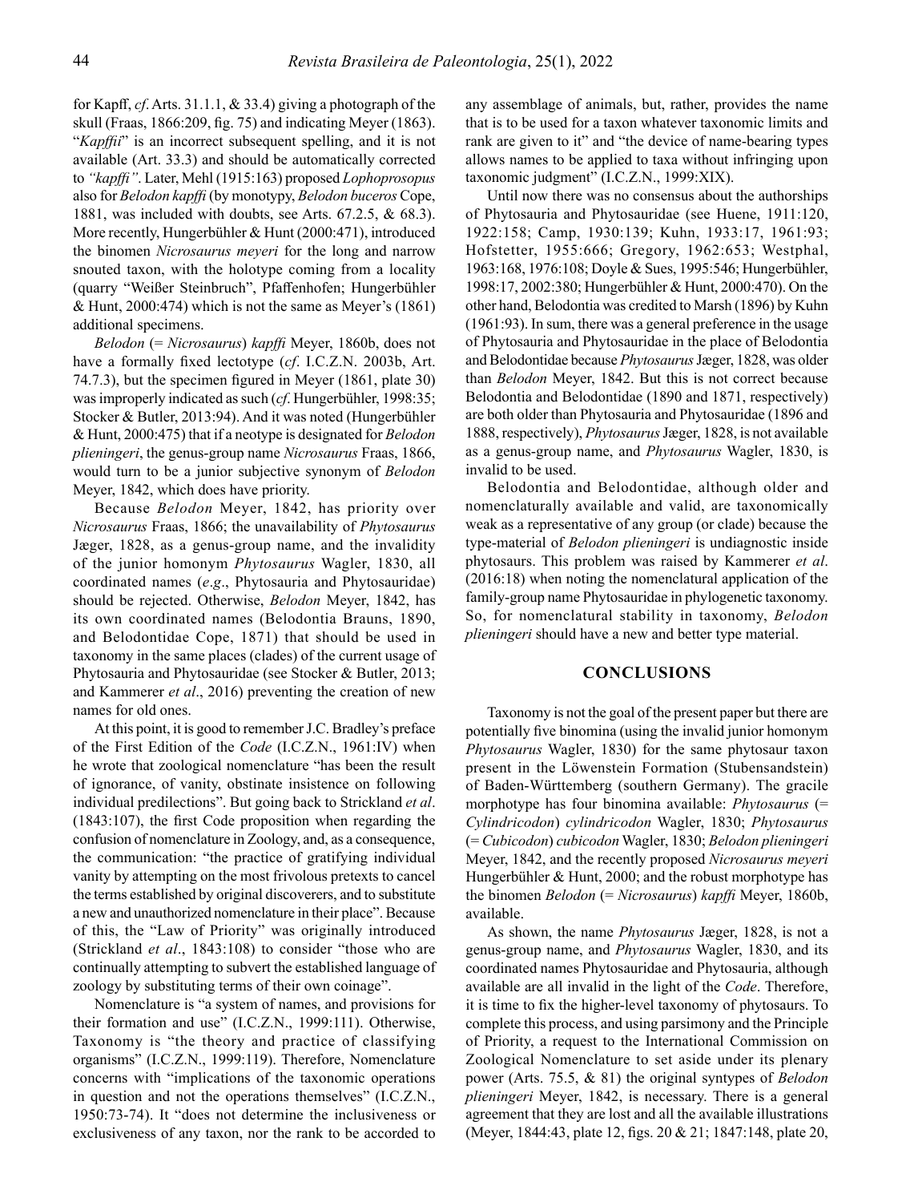for Kapff, *cf*. Arts. 31.1.1, & 33.4) giving a photograph of the skull (Fraas, 1866:209, fig. 75) and indicating Meyer (1863). "*Kapffii*" is an incorrect subsequent spelling, and it is not available (Art. 33.3) and should be automatically corrected to *"kapffi"*. Later, Mehl (1915:163) proposed *Lophoprosopus* also for *Belodon kapffi* (by monotypy, *Belodon buceros* Cope, 1881, was included with doubts, see Arts. 67.2.5, & 68.3). More recently, Hungerbühler & Hunt (2000:471), introduced the binomen *Nicrosaurus meyeri* for the long and narrow snouted taxon, with the holotype coming from a locality (quarry "Weißer Steinbruch", Pfaffenhofen; Hungerbühler & Hunt, 2000:474) which is not the same as Meyer's (1861) additional specimens.

*Belodon* (= *Nicrosaurus*) *kapffi* Meyer, 1860b, does not have a formally fixed lectotype (*cf*. I.C.Z.N. 2003b, Art. 74.7.3), but the specimen figured in Meyer (1861, plate 30) was improperly indicated as such (*cf*. Hungerbühler, 1998:35; Stocker & Butler, 2013:94). And it was noted (Hungerbühler & Hunt, 2000:475) that if a neotype is designated for *Belodon plieningeri*, the genus-group name *Nicrosaurus* Fraas, 1866, would turn to be a junior subjective synonym of *Belodon* Meyer, 1842, which does have priority.

Because *Belodon* Meyer, 1842, has priority over *Nicrosaurus* Fraas, 1866; the unavailability of *Phytosaurus* Jæger, 1828, as a genus-group name, and the invalidity of the junior homonym *Phytosaurus* Wagler, 1830, all coordinated names (*e.g*., Phytosauria and Phytosauridae) should be rejected. Otherwise, *Belodon* Meyer, 1842, has its own coordinated names (Belodontia Brauns, 1890, and Belodontidae Cope, 1871) that should be used in taxonomy in the same places (clades) of the current usage of Phytosauria and Phytosauridae (see Stocker & Butler, 2013; and Kammerer *et al*., 2016) preventing the creation of new names for old ones.

At this point, it is good to remember J.C. Bradley's preface of the First Edition of the *Code* (I.C.Z.N., 1961:IV) when he wrote that zoological nomenclature "has been the result of ignorance, of vanity, obstinate insistence on following individual predilections". But going back to Strickland *et al*. (1843:107), the first Code proposition when regarding the confusion of nomenclature in Zoology, and, as a consequence, the communication: "the practice of gratifying individual vanity by attempting on the most frivolous pretexts to cancel the terms established by original discoverers, and to substitute a new and unauthorized nomenclature in their place". Because of this, the "Law of Priority" was originally introduced (Strickland *et al*., 1843:108) to consider "those who are continually attempting to subvert the established language of zoology by substituting terms of their own coinage".

Nomenclature is "a system of names, and provisions for their formation and use" (I.C.Z.N., 1999:111). Otherwise, Taxonomy is "the theory and practice of classifying organisms" (I.C.Z.N., 1999:119). Therefore, Nomenclature concerns with "implications of the taxonomic operations in question and not the operations themselves" (I.C.Z.N., 1950:73-74). It "does not determine the inclusiveness or exclusiveness of any taxon, nor the rank to be accorded to any assemblage of animals, but, rather, provides the name that is to be used for a taxon whatever taxonomic limits and rank are given to it" and "the device of name-bearing types allows names to be applied to taxa without infringing upon taxonomic judgment" (I.C.Z.N., 1999:XIX).

Until now there was no consensus about the authorships of Phytosauria and Phytosauridae (see Huene, 1911:120, 1922:158; Camp, 1930:139; Kuhn, 1933:17, 1961:93; Hofstetter, 1955:666; Gregory, 1962:653; Westphal, 1963:168, 1976:108; Doyle & Sues, 1995:546; Hungerbühler, 1998:17, 2002:380; Hungerbühler & Hunt, 2000:470). On the other hand, Belodontia was credited to Marsh (1896) by Kuhn (1961:93). In sum, there was a general preference in the usage of Phytosauria and Phytosauridae in the place of Belodontia and Belodontidae because *Phytosaurus* Jæger, 1828, was older than *Belodon* Meyer, 1842. But this is not correct because Belodontia and Belodontidae (1890 and 1871, respectively) are both older than Phytosauria and Phytosauridae (1896 and 1888, respectively), *Phytosaurus* Jæger, 1828, is not available as a genus-group name, and *Phytosaurus* Wagler, 1830, is invalid to be used.

Belodontia and Belodontidae, although older and nomenclaturally available and valid, are taxonomically weak as a representative of any group (or clade) because the type-material of *Belodon plieningeri* is undiagnostic inside phytosaurs. This problem was raised by Kammerer *et al*. (2016:18) when noting the nomenclatural application of the family-group name Phytosauridae in phylogenetic taxonomy. So, for nomenclatural stability in taxonomy, *Belodon plieningeri* should have a new and better type material.

## CONCLUSIONS

Taxonomy is not the goal of the present paper but there are potentially five binomina (using the invalid junior homonym *Phytosaurus* Wagler, 1830) for the same phytosaur taxon present in the Löwenstein Formation (Stubensandstein) of Baden-Württemberg (southern Germany). The gracile morphotype has four binomina available: *Phytosaurus* (= *Cylindricodon*) *cylindricodon* Wagler, 1830; *Phytosaurus* (= *Cubicodon*) *cubicodon* Wagler, 1830; *Belodon plieningeri* Meyer, 1842, and the recently proposed *Nicrosaurus meyeri* Hungerbühler & Hunt, 2000; and the robust morphotype has the binomen *Belodon* (= *Nicrosaurus*) *kapffi* Meyer, 1860b, available.

As shown, the name *Phytosaurus* Jæger, 1828, is not a genus-group name, and *Phytosaurus* Wagler, 1830, and its coordinated names Phytosauridae and Phytosauria, although available are all invalid in the light of the *Code*. Therefore, it is time to fix the higher-level taxonomy of phytosaurs. To complete this process, and using parsimony and the Principle of Priority, a request to the International Commission on Zoological Nomenclature to set aside under its plenary power (Arts. 75.5, & 81) the original syntypes of *Belodon plieningeri* Meyer, 1842, is necessary. There is a general agreement that they are lost and all the available illustrations (Meyer, 1844:43, plate 12, figs. 20 & 21; 1847:148, plate 20,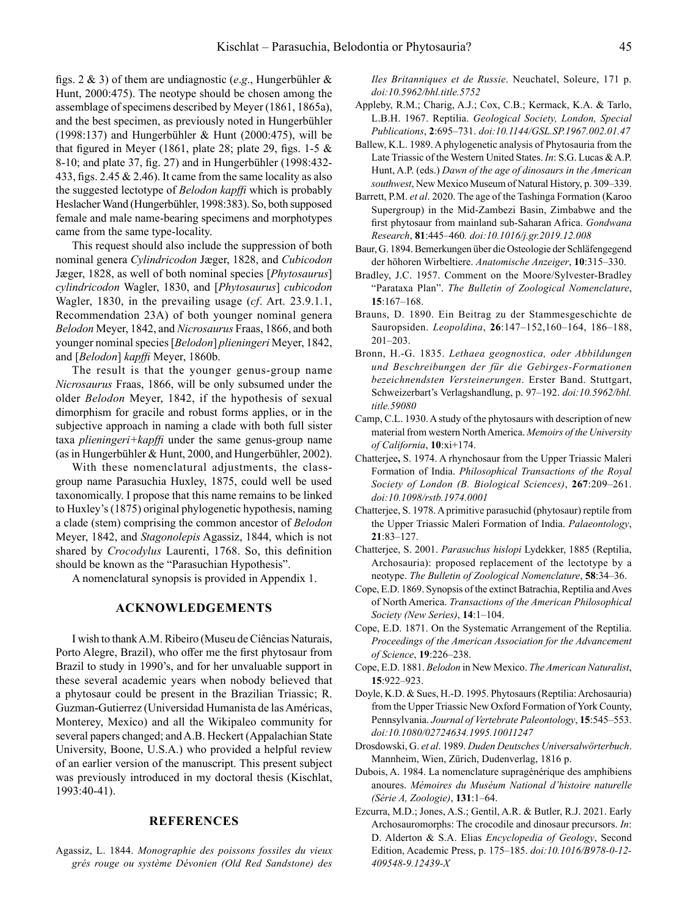figs. 2 & 3) of them are undiagnostic (*e.g*., Hungerbühler & Hunt, 2000:475). The neotype should be chosen among the assemblage of specimens described by Meyer (1861, 1865a), and the best specimen, as previously noted in Hungerbühler (1998:137) and Hungerbühler & Hunt (2000:475), will be that figured in Meyer (1861, plate 28; plate 29, figs. 1-5 & 8-10; and plate 37, fig. 27) and in Hungerbühler (1998:432-433, figs. 2.45 & 2.46). It came from the same locality as also the suggested lectotype of *Belodon kapffi* which is probably Heslacher Wand (Hungerbühler, 1998:383). So, both supposed female and male name-bearing specimens and morphotypes came from the same type-locality.

This request should also include the suppression of both nominal genera *Cylindricodon* Jæger, 1828, and *Cubicodon* Jæger, 1828, as well of both nominal species [*Phytosaurus*] *cylindricodon* Wagler, 1830, and [*Phytosaurus*] *cubicodon* Wagler, 1830, in the prevailing usage (*cf*. Art. 23.9.1.1, Recommendation 23A) of both younger nominal genera *Belodon* Meyer, 1842, and *Nicrosaurus* Fraas, 1866, and both younger nominal species [*Belodon*] *plieningeri* Meyer, 1842, and [*Belodon*] *kapffi* Meyer, 1860b.

The result is that the younger genus-group name *Nicrosaurus* Fraas, 1866, will be only subsumed under the older *Belodon* Meyer, 1842, if the hypothesis of sexual dimorphism for gracile and robust forms applies, or in the subjective approach in naming a clade with both full sister taxa *plieningeri*+*kapffi* under the same genus-group name (as in Hungerbühler & Hunt, 2000, and Hungerbühler, 2002).

With these nomenclatural adjustments, the class-group name Parasuchia Huxley, 1875, could well be used taxonomically. I propose that this name remains to be linked to Huxley's (1875) original phylogenetic hypothesis, naming a clade (stem) comprising the common ancestor of *Belodon* Meyer, 1842, and *Stagonolepis* Agassiz, 1844, which is not shared by *Crocodylus* Laurenti, 1768. So, this definition should be known as the "Parasuchian Hypothesis".

A nomenclatural synopsis is provided in Appendix 1.

## ACKNOWLEDGEMENTS

I wish to thank A.M. Ribeiro (Museu de Ciências Naturais, Porto Alegre, Brazil), who offer me the first phytosaur from Brazil to study in 1990's, and for her unvaluable support in these several academic years when nobody believed that a phytosaur could be present in the Brazilian Triassic; R. Guzman-Gutierrez (Universidad Humanista de las Américas, Monterey, Mexico) and all the Wikipaleo community for several papers changed; and A.B. Heckert (Appalachian State University, Boone, U.S.A.) who provided a helpful review of an earlier version of the manuscript. This present subject was previously introduced in my doctoral thesis (Kischlat, 1993:40-41).

## REFERENCES

Agassiz, L. 1844. *Monographie des poissons fossiles du vieux grés rouge ou système Dévonien (Old Red Sandstone) des Iles Britanniques et de Russie*. Neuchatel, Soleure, 171 p. *doi:10.5962/bhl.title.5752*

Appleby, R.M.; Charig, A.J.; Cox, C.B.; Kermack, K.A. & Tarlo, L.B.H. 1967. Reptilia. *Geological Society, London, Special Publications*, **2**:695–731. *doi:10.1144/GSL.SP.1967.002.01.47*

Ballew, K.L. 1989. A phylogenetic analysis of Phytosauria from the Late Triassic of the Western United States. *In*: S.G. Lucas & A.P. Hunt, A.P. (eds.) *Dawn of the age of dinosaurs in the American southwest*, New Mexico Museum of Natural History, p. 309–339.

Barrett, P.M. *et al*. 2020. The age of the Tashinga Formation (Karoo Supergroup) in the Mid-Zambezi Basin, Zimbabwe and the first phytosaur from mainland sub-Saharan Africa. *Gondwana Research*, **81**:445–460. *doi:10.1016/j.gr.2019.12.008*

Baur, G. 1894. Bemerkungen über die Osteologie der Schläfengegend der höhoren Wirbeltiere. *Anatomische Anzeiger*, **10**:315–330.

Bradley, J.C. 1957. Comment on the Moore/Sylvester-Bradley "Parataxa Plan". *The Bulletin of Zoological Nomenclature*, **15**:167–168.

Brauns, D. 1890. Ein Beitrag zu der Stammesgeschichte de Sauropsiden. *Leopoldina*, **26**:147–152,160–164, 186–188, 201–203.

Bronn, H.-G. 1835. *Lethaea geognostica, oder Abbildungen und Beschreibungen der für die Gebirges-Formationen bezeichnendsten Versteinerungen*. Erster Band. Stuttgart, Schweizerbart's Verlagshandlung, p. 97–192. *doi:10.5962/bhl.title.59080*

Camp, C.L. 1930. A study of the phytosaurs with description of new material from western North America. *Memoirs of the University of California*, **10**:xi+174.

Chatterjee, S. 1974. A rhynchosaur from the Upper Triassic Maleri Formation of India. *Philosophical Transactions of the Royal Society of London (B. Biological Sciences)*, **267**:209–261. *doi:10.1098/rstb.1974.0001*

Chatterjee, S. 1978. A primitive parasuchid (phytosaur) reptile from the Upper Triassic Maleri Formation of India. *Palaeontology*, **21**:83–127.

Chatterjee, S. 2001. *Parasuchus hislopi* Lydekker, 1885 (Reptilia, Archosauria): proposed replacement of the lectotype by a neotype. *The Bulletin of Zoological Nomenclature*, **58**:34–36.

Cope, E.D. 1869. Synopsis of the extinct Batrachia, Reptilia and Aves of North America. *Transactions of the American Philosophical Society (New Series)*, **14**:1–104.

Cope, E.D. 1871. On the Systematic Arrangement of the Reptilia. *Proceedings of the American Association for the Advancement of Science*, **19**:226–238.

Cope, E.D. 1881. *Belodon* in New Mexico. *The American Naturalist*, **15**:922–923.

Doyle, K.D. & Sues, H.-D. 1995. Phytosaurs (Reptilia: Archosauria) from the Upper Triassic New Oxford Formation of York County, Pennsylvania. *Journal of Vertebrate Paleontology*, **15**:545–553. *doi:10.1080/02724634.1995.10011247*

Drosdowski, G. *et al*. 1989. *Duden Deutsches Universalwörterbuch*. Mannheim, Wien, Zürich, Dudenverlag, 1816 p.

Dubois, A. 1984. La nomenclature supragénérique des amphibiens anoures. *Mémoires du Muséum National d'histoire naturelle (Série A, Zoologie)*, **131**:1–64.

Ezcurra, M.D.; Jones, A.S.; Gentil, A.R. & Butler, R.J. 2021. Early Archosauromorphs: The crocodile and dinosaur precursors. *In*: D. Alderton & S.A. Elias *Encyclopedia of Geology*, Second Edition, Academic Press, p. 175–185. *doi:10.1016/B978-0-12-409548-9.12439-X*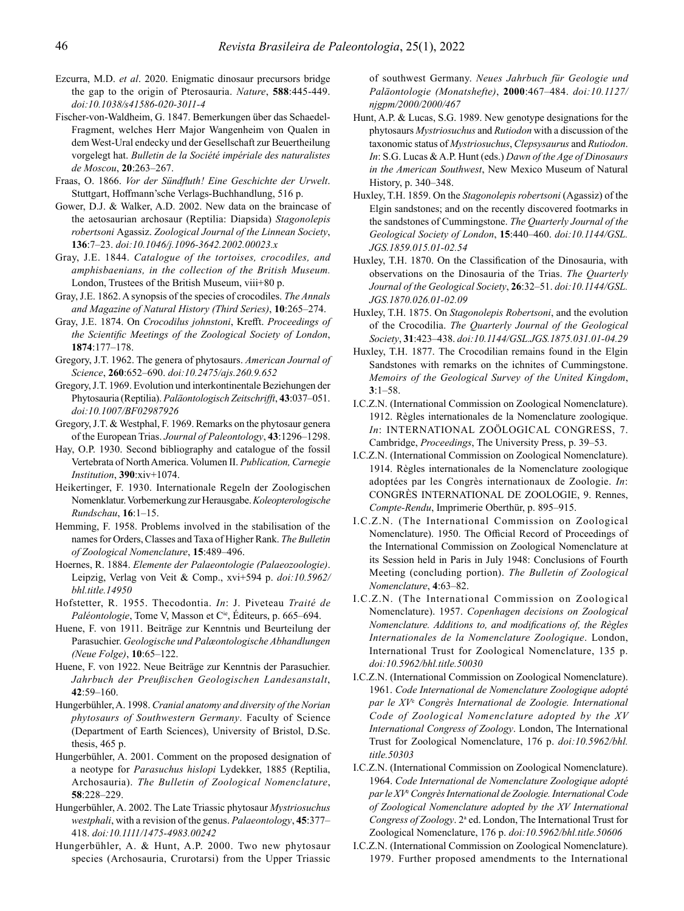Ezcurra, M.D. *et al*. 2020. Enigmatic dinosaur precursors bridge the gap to the origin of Pterosauria. *Nature*, **588**:445-449. *doi:10.1038/s41586-020-3011-4*

Fischer-von-Waldheim, G. 1847. Bemerkungen über das Schaedel-Fragment, welches Herr Major Wangenheim von Qualen in dem West-Ural endecky und der Gesellschaft zur Beuertheilung vorgelegt hat. *Bulletin de la Société impériale des naturalistes de Moscou*, **20**:263–267.

Fraas, O. 1866. *Vor der Sündfluth! Eine Geschichte der Urwelt*. Stuttgart, Hoffmann'sche Verlags-Buchhandlung, 516 p.

Gower, D.J. & Walker, A.D. 2002. New data on the braincase of the aetosaurian archosaur (Reptilia: Diapsida) *Stagonolepis robertsoni* Agassiz. *Zoological Journal of the Linnean Society*, **136**:7–23. *doi:10.1046/j.1096-3642.2002.00023.x*

Gray, J.E. 1844. *Catalogue of the tortoises, crocodiles, and amphisbaenians, in the collection of the British Museum.* London, Trustees of the British Museum, viii+80 p.

Gray, J.E. 1862. A synopsis of the species of crocodiles. *The Annals and Magazine of Natural History (Third Series)*, **10**:265–274.

Gray, J.E. 1874. On *Crocodilus johnstoni*, Krefft. *Proceedings of the Scientific Meetings of the Zoological Society of London*, **1874**:177–178.

Gregory, J.T. 1962. The genera of phytosaurs. *American Journal of Science*, **260**:652–690. *doi:10.2475/ajs.260.9.652*

Gregory, J.T. 1969. Evolution und interkontinentale Beziehungen der Phytosauria (Reptilia). *Paläontologisch Zeitschrifft*, **43**:037–051. *doi:10.1007/BF02987926*

Gregory, J.T. & Westphal, F. 1969. Remarks on the phytosaur genera of the European Trias. *Journal of Paleontology*, **43**:1296–1298.

Hay, O.P. 1930. Second bibliography and catalogue of the fossil Vertebrata of North America. Volumen II. *Publication, Carnegie Institution*, **390**:xiv+1074.

Heikertinger, F. 1930. Internationale Regeln der Zoologischen Nomenklatur. Vorbemerkung zur Herausgabe. *Koleopterologische Rundschau*, **16**:1–15.

Hemming, F. 1958. Problems involved in the stabilisation of the names for Orders, Classes and Taxa of Higher Rank. *The Bulletin of Zoological Nomenclature*, **15**:489–496.

Hoernes, R. 1884. *Elemente der Palaeontologie (Palaeozoologie)*. Leipzig, Verlag von Veit & Comp., xvi+594 p. *doi:10.5962/bhl.title.14950*

Hofstetter, R. 1955. Thecodontia. *In*: J. Piveteau *Traité de Paléontologie*, Tome V, Masson et C[ie], Éditeurs, p. 665–694.

Huene, F. von 1911. Beiträge zur Kenntnis und Beurteilung der Parasuchier. *Geologische und Palæontologische Abhandlungen (Neue Folge)*, **10**:65–122.

Huene, F. von 1922. Neue Beiträge zur Kenntnis der Parasuchier. *Jahrbuch der Preußischen Geologischen Landesanstalt*, **42**:59–160.

Hungerbühler, A. 1998. *Cranial anatomy and diversity of the Norian phytosaurs of Southwestern Germany*. Faculty of Science (Department of Earth Sciences), University of Bristol, D.Sc. thesis, 465 p.

Hungerbühler, A. 2001. Comment on the proposed designation of a neotype for *Parasuchus hislopi* Lydekker, 1885 (Reptilia, Archosauria). *The Bulletin of Zoological Nomenclature*, **58**:228–229.

Hungerbühler, A. 2002. The Late Triassic phytosaur *Mystriosuchus westphali*, with a revision of the genus. *Palaeontology*, **45**:377–418. *doi:10.1111/1475-4983.00242*

Hungerbühler, A. & Hunt, A.P. 2000. Two new phytosaur species (Archosauria, Crurotarsi) from the Upper Triassic of southwest Germany. *Neues Jahrbuch für Geologie und Paläontologie (Monatshefte)*, **2000**:467–484. *doi:10.1127/njgpm/2000/2000/467*

Hunt, A.P. & Lucas, S.G. 1989. New genotype designations for the phytosaurs *Mystriosuchus* and *Rutiodon* with a discussion of the taxonomic status of *Mystriosuchus*, *Clepsysaurus* and *Rutiodon*. *In*: S.G. Lucas & A.P. Hunt (eds.) *Dawn of the Age of Dinosaurs in the American Southwest*, New Mexico Museum of Natural History, p. 340–348.

Huxley, T.H. 1859. On the *Stagonolepis robertsoni* (Agassiz) of the Elgin sandstones; and on the recently discovered footmarks in the sandstones of Cummingstone. *The Quarterly Journal of the Geological Society of London*, **15**:440–460. *doi:10.1144/GSL.JGS.1859.015.01-02.54*

Huxley, T.H. 1870. On the Classification of the Dinosauria, with observations on the Dinosauria of the Trias. *The Quarterly Journal of the Geological Society*, **26**:32–51. *doi:10.1144/GSL.JGS.1870.026.01-02.09*

Huxley, T.H. 1875. On *Stagonolepis Robertsoni*, and the evolution of the Crocodilia. *The Quarterly Journal of the Geological Society*, **31**:423–438. *doi:10.1144/GSL.JGS.1875.031.01-04.29*

Huxley, T.H. 1877. The Crocodilian remains found in the Elgin Sandstones with remarks on the ichnites of Cummingstone. *Memoirs of the Geological Survey of the United Kingdom*, **3**:1–58.

I.C.Z.N. (International Commission on Zoological Nomenclature). 1912. Règles internationales de la Nomenclature zoologique. *In*: INTERNATIONAL ZOÖLOGICAL CONGRESS, 7. Cambridge, *Proceedings*, The University Press, p. 39–53.

I.C.Z.N. (International Commission on Zoological Nomenclature). 1914. Règles internationales de la Nomenclature zoologique adoptées par les Congrès internationaux de Zoologie. *In*: CONGRÈS INTERNATIONAL DE ZOOLOGIE, 9. Rennes, *Compte-Rendu*, Imprimerie Oberthür, p. 895–915.

I.C.Z.N. (The International Commission on Zoological Nomenclature). 1950. The Official Record of Proceedings of the International Commission on Zoological Nomenclature at its Session held in Paris in July 1948: Conclusions of Fourth Meeting (concluding portion). *The Bulletin of Zoological Nomenclature*, **4**:63–82.

I.C.Z.N. (The International Commission on Zoological Nomenclature). 1957. *Copenhagen decisions on Zoological Nomenclature. Additions to, and modifications of, the Règles Internationales de la Nomenclature Zoologique*. London, International Trust for Zoological Nomenclature, 135 p. *doi:10.5962/bhl.title.50030*

I.C.Z.N. (International Commission on Zoological Nomenclature). 1961. *Code International de Nomenclature Zoologique adopté par le XV[e] Congrès International de Zoologie. International Code of Zoological Nomenclature adopted by the XV International Congress of Zoology*. London, The International Trust for Zoological Nomenclature, 176 p. *doi:10.5962/bhl.title.50303*

I.C.Z.N. (International Commission on Zoological Nomenclature). 1964. *Code International de Nomenclature Zoologique adopté par le XV[e] Congrès International de Zoologie. International Code of Zoological Nomenclature adopted by the XV International Congress of Zoology*. 2[a] ed. London, The International Trust for Zoological Nomenclature, 176 p. *doi:10.5962/bhl.title.50606*

I.C.Z.N. (International Commission on Zoological Nomenclature). 1979. Further proposed amendments to the International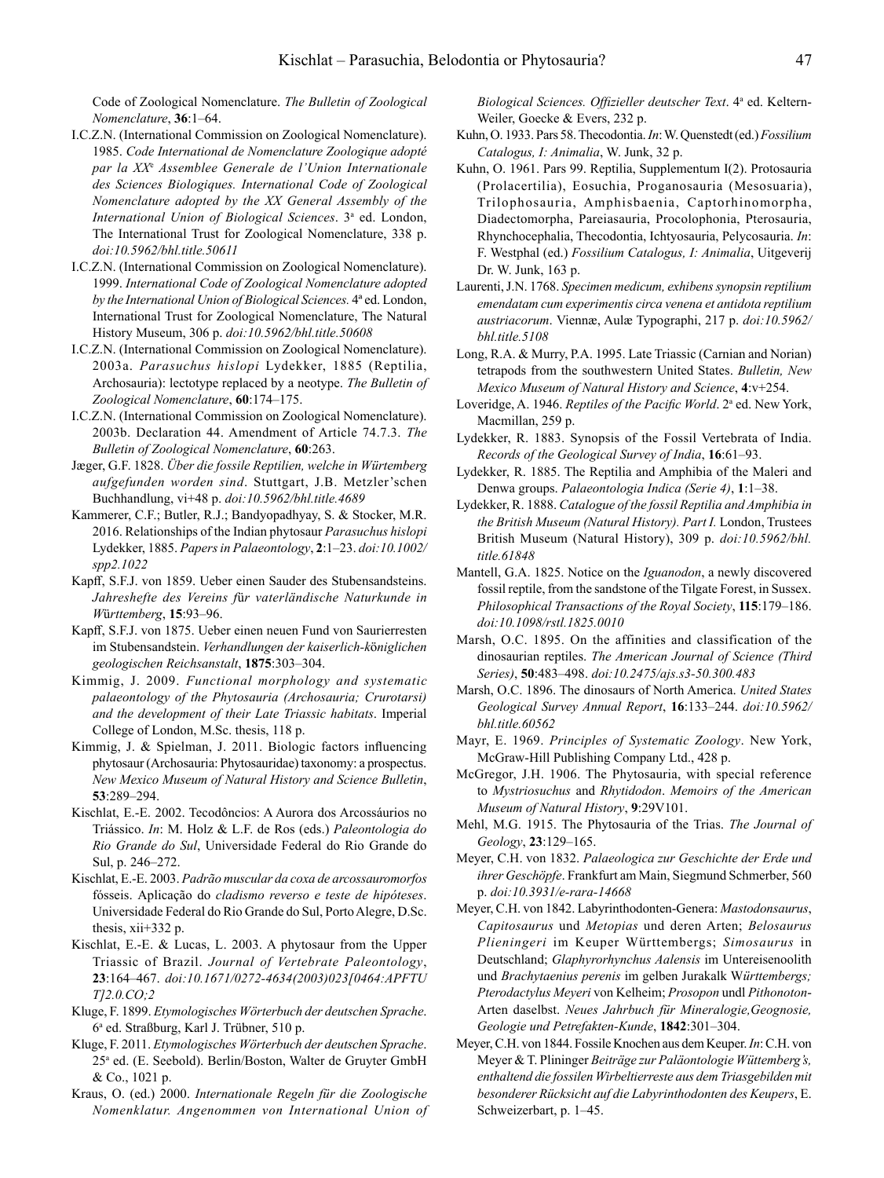Code of Zoological Nomenclature. *The Bulletin of Zoological Nomenclature*, **36**:1–64.

I.C.Z.N. (International Commission on Zoological Nomenclature). 1985. *Code International de Nomenclature Zoologique adopté par la XX[e] Assemblee Generale de l'Union Internationale des Sciences Biologiques. International Code of Zoological Nomenclature adopted by the XX General Assembly of the International Union of Biological Sciences*. 3[a] ed. London, The International Trust for Zoological Nomenclature, 338 p. *doi:10.5962/bhl.title.50611*

I.C.Z.N. (International Commission on Zoological Nomenclature). 1999. *International Code of Zoological Nomenclature adopted by the International Union of Biological Sciences.* 4[a] ed. London, International Trust for Zoological Nomenclature, The Natural History Museum, 306 p. *doi:10.5962/bhl.title.50608*

I.C.Z.N. (International Commission on Zoological Nomenclature). 2003a. *Parasuchus hislopi* Lydekker, 1885 (Reptilia, Archosauria): lectotype replaced by a neotype. *The Bulletin of Zoological Nomenclature*, **60**:174–175.

I.C.Z.N. (International Commission on Zoological Nomenclature). 2003b. Declaration 44. Amendment of Article 74.7.3. *The Bulletin of Zoological Nomenclature*, **60**:263.

Jæger, G.F. 1828. *Über die fossile Reptilien, welche in Würtemberg aufgefunden worden sind*. Stuttgart, J.B. Metzler'schen Buchhandlung, vi+48 p. *doi:10.5962/bhl.title.4689*

Kammerer, C.F.; Butler, R.J.; Bandyopadhyay, S. & Stocker, M.R. 2016. Relationships of the Indian phytosaur *Parasuchus hislopi* Lydekker, 1885. *Papers in Palaeontology*, **2**:1–23. *doi:10.1002/spp2.1022*

Kapff, S.F.J. von 1859. Ueber einen Sauder des Stubensandsteins. *Jahreshefte des Vereins für vaterländische Naturkunde in Württemberg*, **15**:93–96.

Kapff, S.F.J. von 1875. Ueber einen neuen Fund von Saurierresten im Stubensandstein. *Verhandlungen der kaiserlich-königlichen geologischen Reichsanstalt*, **1875**:303–304.

Kimmig, J. 2009. *Functional morphology and systematic palaeontology of the Phytosauria (Archosauria; Crurotarsi) and the development of their Late Triassic habitats*. Imperial College of London, M.Sc. thesis, 118 p.

Kimmig, J. & Spielman, J. 2011. Biologic factors influencing phytosaur (Archosauria: Phytosauridae) taxonomy: a prospectus. *New Mexico Museum of Natural History and Science Bulletin*, **53**:289–294.

Kischlat, E.-E. 2002. Tecodôncios: A Aurora dos Arcossáurios no Triássico. *In*: M. Holz & L.F. de Ros (eds.) *Paleontologia do Rio Grande do Sul*, Universidade Federal do Rio Grande do Sul, p. 246–272.

Kischlat, E.-E. 2003. *Padrão muscular da coxa de arcossauromorfos* fósseis. Aplicação do *cladismo reverso e teste de hipóteses*. Universidade Federal do Rio Grande do Sul, Porto Alegre, D.Sc. thesis, xii+332 p.

Kischlat, E.-E. & Lucas, L. 2003. A phytosaur from the Upper Triassic of Brazil. *Journal of Vertebrate Paleontology*, **23**:164–467. *doi:10.1671/0272-4634(2003)023[0464:APFTUT]2.0.CO;2*

Kluge, F. 1899. *Etymologisches Wörterbuch der deutschen Sprache*. 6[a] ed. Straßburg, Karl J. Trübner, 510 p.

Kluge, F. 2011. *Etymologisches Wörterbuch der deutschen Sprache*. 25[a] ed. (E. Seebold). Berlin/Boston, Walter de Gruyter GmbH & Co., 1021 p.

Kraus, O. (ed.) 2000. *Internationale Regeln für die Zoologische Nomenklatur. Angenommen von International Union of Biological Sciences. Offizieller deutscher Text*. 4[a] ed. Keltern-Weiler, Goecke & Evers, 232 p.

Kuhn, O. 1933. Pars 58. Thecodontia. *In*: W. Quenstedt (ed.) *Fossilium Catalogus, I: Animalia*, W. Junk, 32 p.

Kuhn, O. 1961. Pars 99. Reptilia, Supplementum I(2). Protosauria (Prolacertilia), Eosuchia, Proganosauria (Mesosuaria), Trilophosauria, Amphisbaenia, Captorhinomorpha, Diadectomorpha, Pareiasauria, Procolophonia, Pterosauria, Rhynchocephalia, Thecodontia, Ichtyosauria, Pelycosauria. *In*: F. Westphal (ed.) *Fossilium Catalogus, I: Animalia*, Uitgeverij Dr. W. Junk, 163 p.

Laurenti, J.N. 1768. *Specimen medicum, exhibens synopsin reptilium emendatam cum experimentis circa venena et antidota reptilium austriacorum*. Viennæ, Aulæ Typographi, 217 p. *doi:10.5962/bhl.title.5108*

Long, R.A. & Murry, P.A. 1995. Late Triassic (Carnian and Norian) tetrapods from the southwestern United States. *Bulletin, New Mexico Museum of Natural History and Science*, **4**:v+254.

Loveridge, A. 1946. *Reptiles of the Pacific World*. 2[a] ed. New York, Macmillan, 259 p.

Lydekker, R. 1883. Synopsis of the Fossil Vertebrata of India. *Records of the Geological Survey of India*, **16**:61–93.

Lydekker, R. 1885. The Reptilia and Amphibia of the Maleri and Denwa groups. *Palaeontologia Indica (Serie 4)*, **1**:1–38.

Lydekker, R. 1888. *Catalogue of the fossil Reptilia and Amphibia in the British Museum (Natural History). Part I.* London, Trustees British Museum (Natural History), 309 p. *doi:10.5962/bhl.title.61848*

Mantell, G.A. 1825. Notice on the *Iguanodon*, a newly discovered fossil reptile, from the sandstone of the Tilgate Forest, in Sussex. *Philosophical Transactions of the Royal Society*, **115**:179–186. *doi:10.1098/rstl.1825.0010*

Marsh, O.C. 1895. On the affinities and classification of the dinosaurian reptiles. *The American Journal of Science (Third Series)*, **50**:483–498. *doi:10.2475/ajs.s3-50.300.483*

Marsh, O.C. 1896. The dinosaurs of North America. *United States Geological Survey Annual Report*, **16**:133–244. *doi:10.5962/bhl.title.60562*

Mayr, E. 1969. *Principles of Systematic Zoology*. New York, McGraw-Hill Publishing Company Ltd., 428 p.

McGregor, J.H. 1906. The Phytosauria, with special reference to *Mystriosuchus* and *Rhytidodon*. *Memoirs of the American Museum of Natural History*, **9**:29V101.

Mehl, M.G. 1915. The Phytosauria of the Trias. *The Journal of Geology*, **23**:129–165.

Meyer, C.H. von 1832. *Palaeologica zur Geschichte der Erde und ihrer Geschöpfe*. Frankfurt am Main, Siegmund Schmerber, 560 p. *doi:10.3931/e-rara-14668*

Meyer, C.H. von 1842. Labyrinthodonten-Genera: *Mastodonsaurus*, *Capitosaurus* und *Metopias* und deren Arten; *Belosaurus Plieningeri* im Keuper Württembergs; *Simosaurus* in Deutschland; *Glaphyrorhynchus Aalensis* im Untereisenoolith und *Brachytaenius perenis* im gelben Jurakalk *Württembergs; Pterodactylus Meyeri* von Kelheim; *Prosopon* undl *Pithonoton*-Arten daselbst. *Neues Jahrbuch für Mineralogie,Geognosie, Geologie und Petrefakten-Kunde*, **1842**:301–304.

Meyer, C.H. von 1844. Fossile Knochen aus dem Keuper. *In*: C.H. von Meyer & T. Plininger *Beiträge zur Paläontologie Wüttemberg's, enthaltend die fossilen Wirbeltierreste aus dem Triasgebilden mit besonderer Rücksicht auf die Labyrinthodonten des Keupers*, E. Schweizerbart, p. 1–45.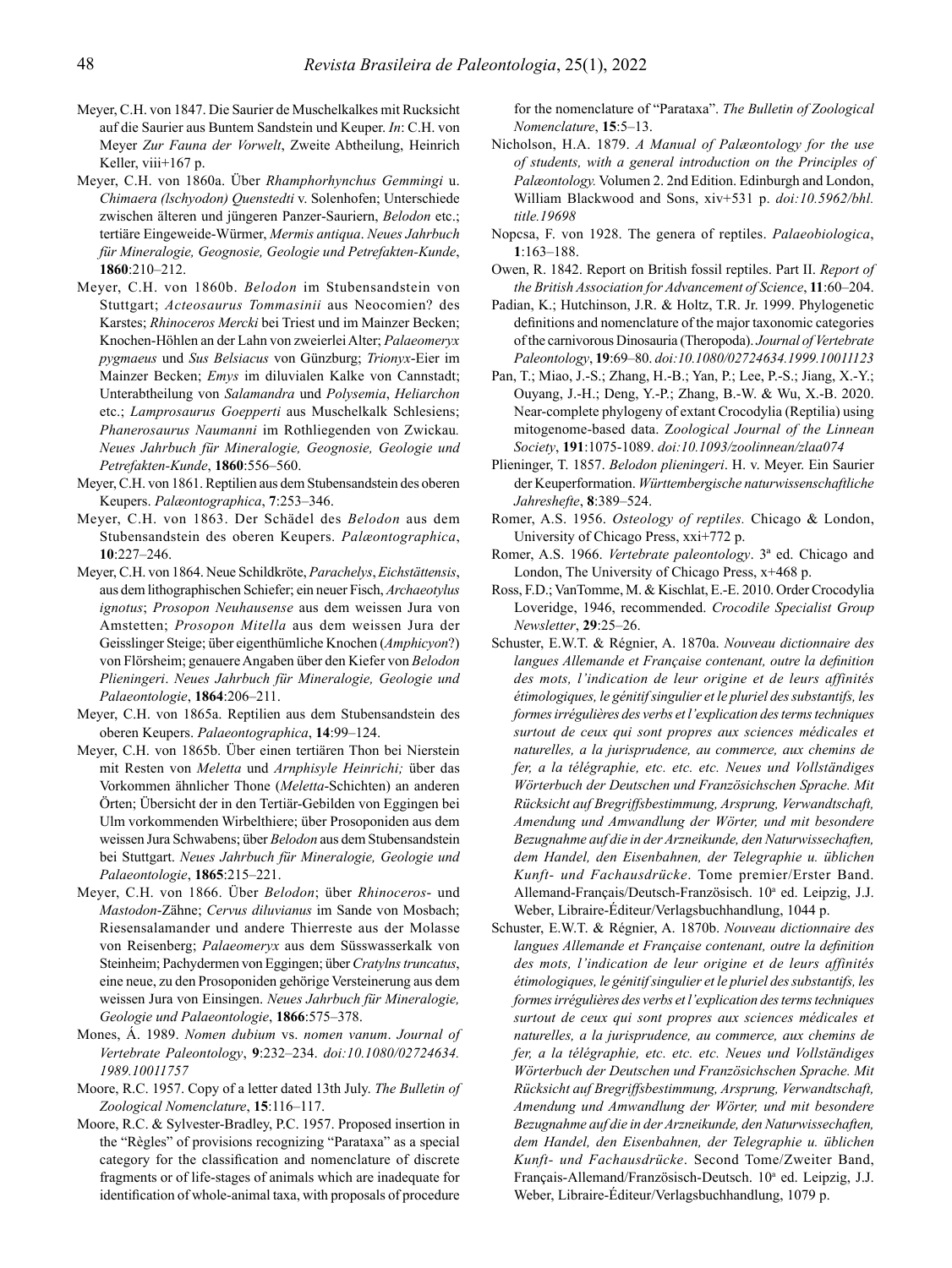Meyer, C.H. von 1847. Die Saurier de Muschelkalkes mit Rucksicht auf die Saurier aus Buntem Sandstein und Keuper. *In*: C.H. von Meyer *Zur Fauna der Vorwelt*, Zweite Abtheilung, Heinrich Keller, viii+167 p.

Meyer, C.H. von 1860a. Über *Rhamphorhynchus Gemmingi* u. *Chimaera (lschyodon) Quenstedti* v. Solenhofen; Unterschiede zwischen älteren und jüngeren Panzer-Sauriern, *Belodon* etc.; tertiäre Eingeweide-Würmer, *Mermis antiqua*. *Neues Jahrbuch für Mineralogie, Geognosie, Geologie und Petrefakten-Kunde*, **1860**:210–212.

Meyer, C.H. von 1860b. *Belodon* im Stubensandstein von Stuttgart; *Acteosaurus Tommasinii* aus Neocomien? des Karstes; *Rhinoceros Mercki* bei Triest und im Mainzer Becken; Knochen-Höhlen an der Lahn von zweierlei Alter; *Palaeomeryx pygmaeus* und *Sus Belsiacus* von Günzburg; *Trionyx*-Eier im Mainzer Becken; *Emys* im diluvialen Kalke von Cannstadt; Unterabtheilung von *Salamandra* und *Polysemia*, *Heliarchon* etc.; *Lamprosaurus Goepperti* aus Muschelkalk Schlesiens; *Phanerosaurus Naumanni* im Rothliegenden von Zwickau. *Neues Jahrbuch für Mineralogie, Geognosie, Geologie und Petrefakten-Kunde*, **1860**:556–560.

Meyer, C.H. von 1861. Reptilien aus dem Stubensandstein des oberen Keupers. *Palæontographica*, **7**:253–346.

Meyer, C.H. von 1863. Der Schädel des *Belodon* aus dem Stubensandstein des oberen Keupers. *Palæontographica*, **10**:227–246.

Meyer, C.H. von 1864. Neue Schildkröte, *Parachelys*, *Eichstättensis*, aus dem lithographischen Schiefer; ein neuer Fisch, *Archaeotylus ignotus*; *Prosopon Neuhausense* aus dem weissen Jura von Amstetten; *Prosopon Mitella* aus dem weissen Jura der Geisslinger Steige; über eigenthümliche Knochen (*Amphicyon*?) von Flörsheim; genauere Angaben über den Kiefer von *Belodon Plieningeri*. *Neues Jahrbuch für Mineralogie, Geologie und Palaeontologie*, **1864**:206–211.

Meyer, C.H. von 1865a. Reptilien aus dem Stubensandstein des oberen Keupers. *Palaeontographica*, **14**:99–124.

Meyer, C.H. von 1865b. Über einen tertiären Thon bei Nierstein mit Resten von *Meletta* und *Arnphisyle Heinrichi;* über das Vorkommen ähnlicher Thone (*Meletta*-Schichten) an anderen Örten; Übersicht der in den Tertiär-Gebilden von Eggingen bei Ulm vorkommenden Wirbelthiere; über Prosoponiden aus dem weissen Jura Schwabens; über *Belodon* aus dem Stubensandstein bei Stuttgart. *Neues Jahrbuch für Mineralogie, Geologie und Palaeontologie*, **1865**:215–221.

Meyer, C.H. von 1866. Über *Belodon*; über *Rhinoceros*- und *Mastodon*-Zähne; *Cervus diluvianus* im Sande von Mosbach; Riesensalamander und andere Thierreste aus der Molasse von Reisenberg; *Palaeomeryx* aus dem Süsswasserkalk von Steinheim; Pachydermen von Eggingen; über *Cratylns truncatus*, eine neue, zu den Prosoponiden gehörige Versteinerung aus dem weissen Jura von Einsingen. *Neues Jahrbuch für Mineralogie, Geologie und Palaeontologie*, **1866**:575–378.

Mones, Á. 1989. *Nomen dubium* vs. *nomen vanum*. *Journal of Vertebrate Paleontology*, **9**:232–234. *doi:10.1080/02724634.1989.10011757*

Moore, R.C. 1957. Copy of a letter dated 13th July. *The Bulletin of Zoological Nomenclature*, **15**:116–117.

Moore, R.C. & Sylvester-Bradley, P.C. 1957. Proposed insertion in the "Règles" of provisions recognizing "Parataxa" as a special category for the classification and nomenclature of discrete fragments or of life-stages of animals which are inadequate for identification of whole-animal taxa, with proposals of procedure for the nomenclature of "Parataxa". *The Bulletin of Zoological Nomenclature*, **15**:5–13.

Nicholson, H.A. 1879. *A Manual of Palæontology for the use of students, with a general introduction on the Principles of Palæontology.* Volumen 2. 2nd Edition. Edinburgh and London, William Blackwood and Sons, xiv+531 p. *doi:10.5962/bhl.title.19698*

Nopcsa, F. von 1928. The genera of reptiles. *Palaeobiologica*, **1**:163–188.

Owen, R. 1842. Report on British fossil reptiles. Part II. *Report of the British Association for Advancement of Science*, **11**:60–204.

Padian, K.; Hutchinson, J.R. & Holtz, T.R. Jr. 1999. Phylogenetic definitions and nomenclature of the major taxonomic categories of the carnivorous Dinosauria (Theropoda). *Journal of Vertebrate Paleontology*, **19**:69–80. *doi:10.1080/02724634.1999.10011123*

Pan, T.; Miao, J.-S.; Zhang, H.-B.; Yan, P.; Lee, P.-S.; Jiang, X.-Y.; Ouyang, J.-H.; Deng, Y.-P.; Zhang, B.-W. & Wu, X.-B. 2020. Near-complete phylogeny of extant Crocodylia (Reptilia) using mitogenome-based data. *Zoological Journal of the Linnean Society*, **191**:1075-1089. *doi:10.1093/zoolinnean/zlaa074*

Plieninger, T. 1857. *Belodon plieningeri*. H. v. Meyer. Ein Saurier der Keuperformation. *Württembergische naturwissenschaftliche Jahreshefte*, **8**:389–524.

Romer, A.S. 1956. *Osteology of reptiles.* Chicago & London, University of Chicago Press, xxi+772 p.

Romer, A.S. 1966. *Vertebrate paleontology*. 3ª ed. Chicago and London, The University of Chicago Press, x+468 p.

Ross, F.D.; VanTomme, M. & Kischlat, E.-E. 2010. Order Crocodylia Loveridge, 1946, recommended. *Crocodile Specialist Group Newsletter*, **29**:25–26.

Schuster, E.W.T. & Régnier, A. 1870a. *Nouveau dictionnaire des langues Allemande et Française contenant, outre la definition des mots, l'indication de leur origine et de leurs affinités étimologiques, le génitif singulier et le pluriel des substantifs, les formes irrégulières des verbs et l'explication des terms techniques surtout de ceux qui sont propres aux sciences médicales et naturelles, a la jurisprudence, au commerce, aux chemins de fer, a la télégraphie, etc. etc. etc. Neues und Vollständiges Wörterbuch der Deutschen und Französichschen Sprache. Mit Rücksicht auf Bregriffsbestimmung, Arsprung, Verwandtschaft, Amendung und Amwandlung der Wörter, und mit besondere Bezugnahme auf die in der Arzneikunde, den Naturwissechaften, dem Handel, den Eisenbahnen, der Telegraphie u. üblichen Kunft- und Fachausdrücke*. Tome premier/Erster Band. Allemand-Français/Deutsch-Französisch. 10ª ed. Leipzig, J.J. Weber, Libraire-Éditeur/Verlagsbuchhandlung, 1044 p.

Schuster, E.W.T. & Régnier, A. 1870b. *Nouveau dictionnaire des langues Allemande et Française contenant, outre la definition des mots, l'indication de leur origine et de leurs affinités étimologiques, le génitif singulier et le pluriel des substantifs, les formes irrégulières des verbs et l'explication des terms techniques surtout de ceux qui sont propres aux sciences médicales et naturelles, a la jurisprudence, au commerce, aux chemins de fer, a la télégraphie, etc. etc. etc. Neues und Vollständiges Wörterbuch der Deutschen und Französichschen Sprache. Mit Rücksicht auf Bregriffsbestimmung, Arsprung, Verwandtschaft, Amendung und Amwandlung der Wörter, und mit besondere Bezugnahme auf die in der Arzneikunde, den Naturwissechaften, dem Handel, den Eisenbahnen, der Telegraphie u. üblichen Kunft- und Fachausdrücke*. Second Tome/Zweiter Band, Français-Allemand/Französisch-Deutsch. 10ª ed. Leipzig, J.J. Weber, Libraire-Éditeur/Verlagsbuchhandlung, 1079 p.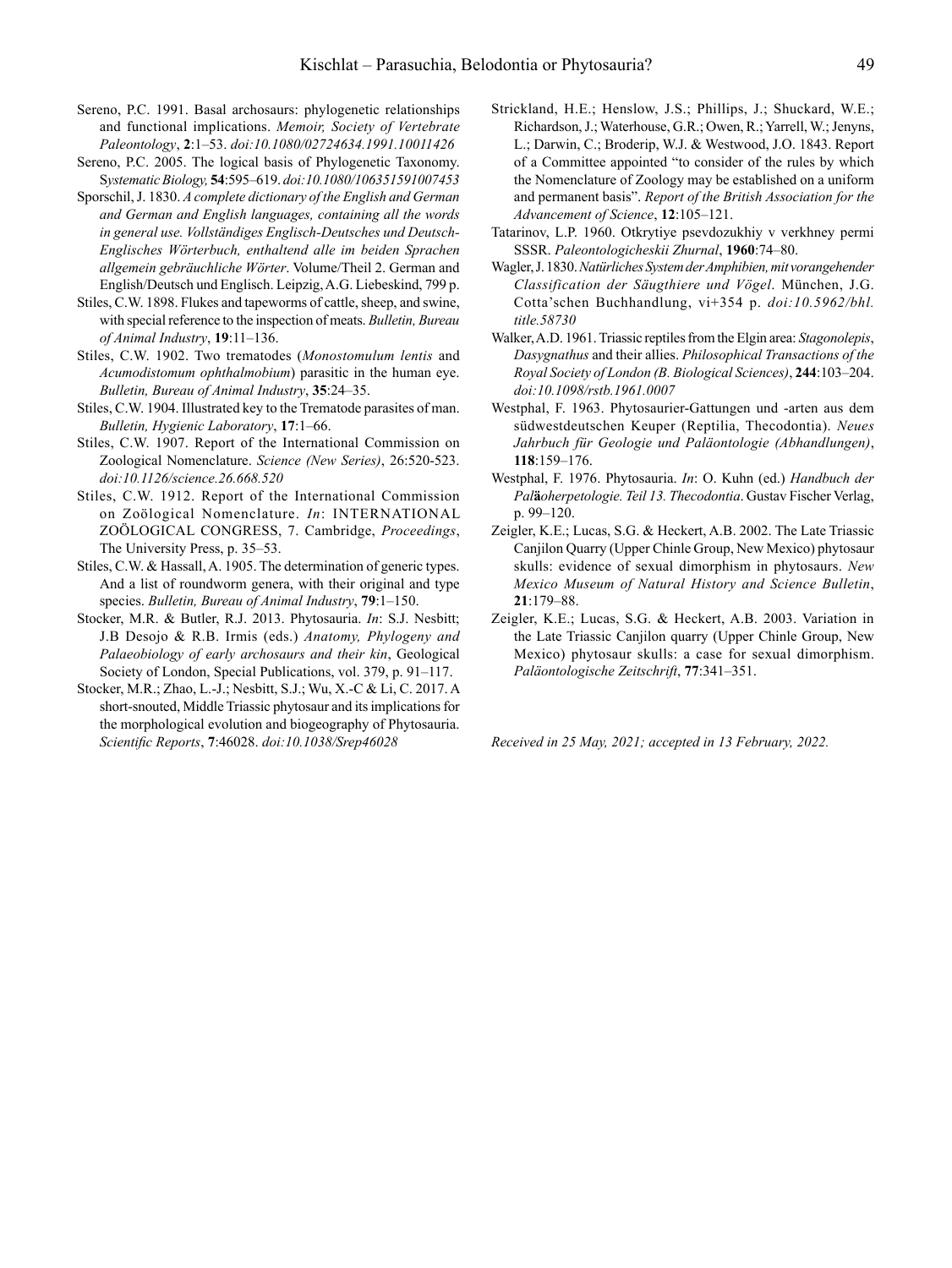Sereno, P.C. 1991. Basal archosaurs: phylogenetic relationships and functional implications. *Memoir, Society of Vertebrate Paleontology*, **2**:1–53. *doi:10.1080/02724634.1991.10011426*

Sereno, P.C. 2005. The logical basis of Phylogenetic Taxonomy. S*ystematic Biology,* **54**:595–619. *doi:10.1080/106351591007453*

Sporschil, J. 1830. *A complete dictionary of the English and German and German and English languages, containing all the words in general use. Vollständiges Englisch-Deutsches und Deutsch-Englisches Wörterbuch, enthaltend alle im beiden Sprachen allgemein gebräuchliche Wörter*. Volume/Theil 2. German and English/Deutsch und Englisch. Leipzig, A.G. Liebeskind, 799 p.

Stiles, C.W. 1898. Flukes and tapeworms of cattle, sheep, and swine, with special reference to the inspection of meats. *Bulletin, Bureau of Animal Industry*, **19**:11–136.

Stiles, C.W. 1902. Two trematodes (*Monostomulum lentis* and *Acumodistomum ophthalmobium*) parasitic in the human eye. *Bulletin, Bureau of Animal Industry*, **35**:24–35.

Stiles, C.W. 1904. Illustrated key to the Trematode parasites of man. *Bulletin, Hygienic Laboratory*, **17**:1–66.

Stiles, C.W. 1907. Report of the International Commission on Zoological Nomenclature. *Science (New Series)*, 26:520-523. *doi:10.1126/science.26.668.520*

Stiles, C.W. 1912. Report of the International Commission on Zoölogical Nomenclature. *In*: INTERNATIONAL ZOÖLOGICAL CONGRESS, 7. Cambridge, *Proceedings*, The University Press, p. 35–53.

Stiles, C.W. & Hassall, A. 1905. The determination of generic types. And a list of roundworm genera, with their original and type species. *Bulletin, Bureau of Animal Industry*, **79**:1–150.

Stocker, M.R. & Butler, R.J. 2013. Phytosauria. *In*: S.J. Nesbitt; J.B Desojo & R.B. Irmis (eds.) *Anatomy, Phylogeny and Palaeobiology of early archosaurs and their kin*, Geological Society of London, Special Publications, vol. 379, p. 91–117.

Stocker, M.R.; Zhao, L.-J.; Nesbitt, S.J.; Wu, X.-C & Li, C. 2017. A short-snouted, Middle Triassic phytosaur and its implications for the morphological evolution and biogeography of Phytosauria. *Scientific Reports*, **7**:46028. *doi:10.1038/Srep46028*

Strickland, H.E.; Henslow, J.S.; Phillips, J.; Shuckard, W.E.; Richardson, J.; Waterhouse, G.R.; Owen, R.; Yarrell, W.; Jenyns, L.; Darwin, C.; Broderip, W.J. & Westwood, J.O. 1843. Report of a Committee appointed "to consider of the rules by which the Nomenclature of Zoology may be established on a uniform and permanent basis". *Report of the British Association for the Advancement of Science*, **12**:105–121.

Tatarinov, L.P. 1960. Otkrytiye psevdozukhiy v verkhney permi SSSR. *Paleontologicheskii Zhurnal*, **1960**:74–80.

Wagler, J. 1830. *Natürliches System der Amphibien, mit vorangehender Classification der Säugthiere und Vögel*. München, J.G. Cotta'schen Buchhandlung, vi+354 p. *doi:10.5962/bhl.title.58730*

Walker, A.D. 1961. Triassic reptiles from the Elgin area: *Stagonolepis*, *Dasygnathus* and their allies. *Philosophical Transactions of the Royal Society of London (B. Biological Sciences)*, **244**:103–204. *doi:10.1098/rstb.1961.0007*

Westphal, F. 1963. Phytosaurier-Gattungen und -arten aus dem südwestdeutschen Keuper (Reptilia, Thecodontia). *Neues Jahrbuch für Geologie und Paläontologie (Abhandlungen)*, **118**:159–176.

Westphal, F. 1976. Phytosauria. *In*: O. Kuhn (ed.) *Handbuch der Paläoherpetologie. Teil 13. Thecodontia*. Gustav Fischer Verlag, p. 99–120.

Zeigler, K.E.; Lucas, S.G. & Heckert, A.B. 2002. The Late Triassic Canjilon Quarry (Upper Chinle Group, New Mexico) phytosaur skulls: evidence of sexual dimorphism in phytosaurs. *New Mexico Museum of Natural History and Science Bulletin*, **21**:179–88.

Zeigler, K.E.; Lucas, S.G. & Heckert, A.B. 2003. Variation in the Late Triassic Canjilon quarry (Upper Chinle Group, New Mexico) phytosaur skulls: a case for sexual dimorphism. *Paläontologische Zeitschrift*, **77**:341–351.

*Received in 25 May, 2021; accepted in 13 February, 2022.*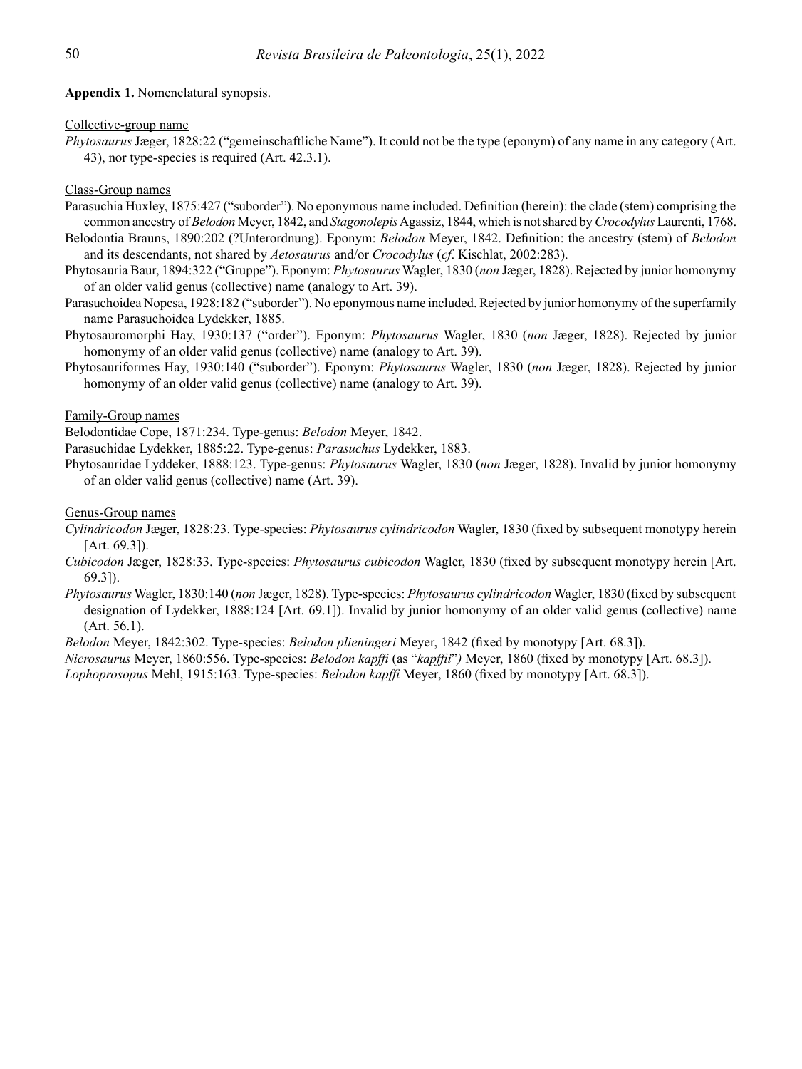**Appendix 1.** Nomenclatural synopsis.

Collective-group name

*Phytosaurus* Jæger, 1828:22 ("gemeinschaftliche Name"). It could not be the type (eponym) of any name in any category (Art. 43), nor type-species is required (Art. 42.3.1).

Class-Group names

Parasuchia Huxley, 1875:427 ("suborder"). No eponymous name included. Definition (herein): the clade (stem) comprising the common ancestry of *Belodon* Meyer, 1842, and *Stagonolepis* Agassiz, 1844, which is not shared by *Crocodylus* Laurenti, 1768.

Belodontia Brauns, 1890:202 (?Unterordnung). Eponym: *Belodon* Meyer, 1842. Definition: the ancestry (stem) of *Belodon* and its descendants, not shared by *Aetosaurus* and/or *Crocodylus* (*cf*. Kischlat, 2002:283).

Phytosauria Baur, 1894:322 ("Gruppe"). Eponym: *Phytosaurus* Wagler, 1830 (*non* Jæger, 1828). Rejected by junior homonymy of an older valid genus (collective) name (analogy to Art. 39).

Parasuchoidea Nopcsa, 1928:182 ("suborder"). No eponymous name included. Rejected by junior homonymy of the superfamily name Parasuchoidea Lydekker, 1885.

Phytosauromorphi Hay, 1930:137 ("order"). Eponym: *Phytosaurus* Wagler, 1830 (*non* Jæger, 1828). Rejected by junior homonymy of an older valid genus (collective) name (analogy to Art. 39).

Phytosauriformes Hay, 1930:140 ("suborder"). Eponym: *Phytosaurus* Wagler, 1830 (*non* Jæger, 1828). Rejected by junior homonymy of an older valid genus (collective) name (analogy to Art. 39).

Family-Group names

Belodontidae Cope, 1871:234. Type-genus: *Belodon* Meyer, 1842.

Parasuchidae Lydekker, 1885:22. Type-genus: *Parasuchus* Lydekker, 1883.

Phytosauridae Lyddeker, 1888:123. Type-genus: *Phytosaurus* Wagler, 1830 (*non* Jæger, 1828). Invalid by junior homonymy of an older valid genus (collective) name (Art. 39).

Genus-Group names

*Cylindricodon* Jæger, 1828:23. Type-species: *Phytosaurus cylindricodon* Wagler, 1830 (fixed by subsequent monotypy herein [Art. 69.3]).

*Cubicodon* Jæger, 1828:33. Type-species: *Phytosaurus cubicodon* Wagler, 1830 (fixed by subsequent monotypy herein [Art. 69.3]).

*Phytosaurus* Wagler, 1830:140 (*non* Jæger, 1828). Type-species: *Phytosaurus cylindricodon* Wagler, 1830 (fixed by subsequent designation of Lydekker, 1888:124 [Art. 69.1]). Invalid by junior homonymy of an older valid genus (collective) name (Art. 56.1).

*Belodon* Meyer, 1842:302. Type-species: *Belodon plieningeri* Meyer, 1842 (fixed by monotypy [Art. 68.3]).

*Nicrosaurus* Meyer, 1860:556. Type-species: *Belodon kapffi* (as "*kapffii*") Meyer, 1860 (fixed by monotypy [Art. 68.3]).

*Lophoprosopus* Mehl, 1915:163. Type-species: *Belodon kapffi* Meyer, 1860 (fixed by monotypy [Art. 68.3]).